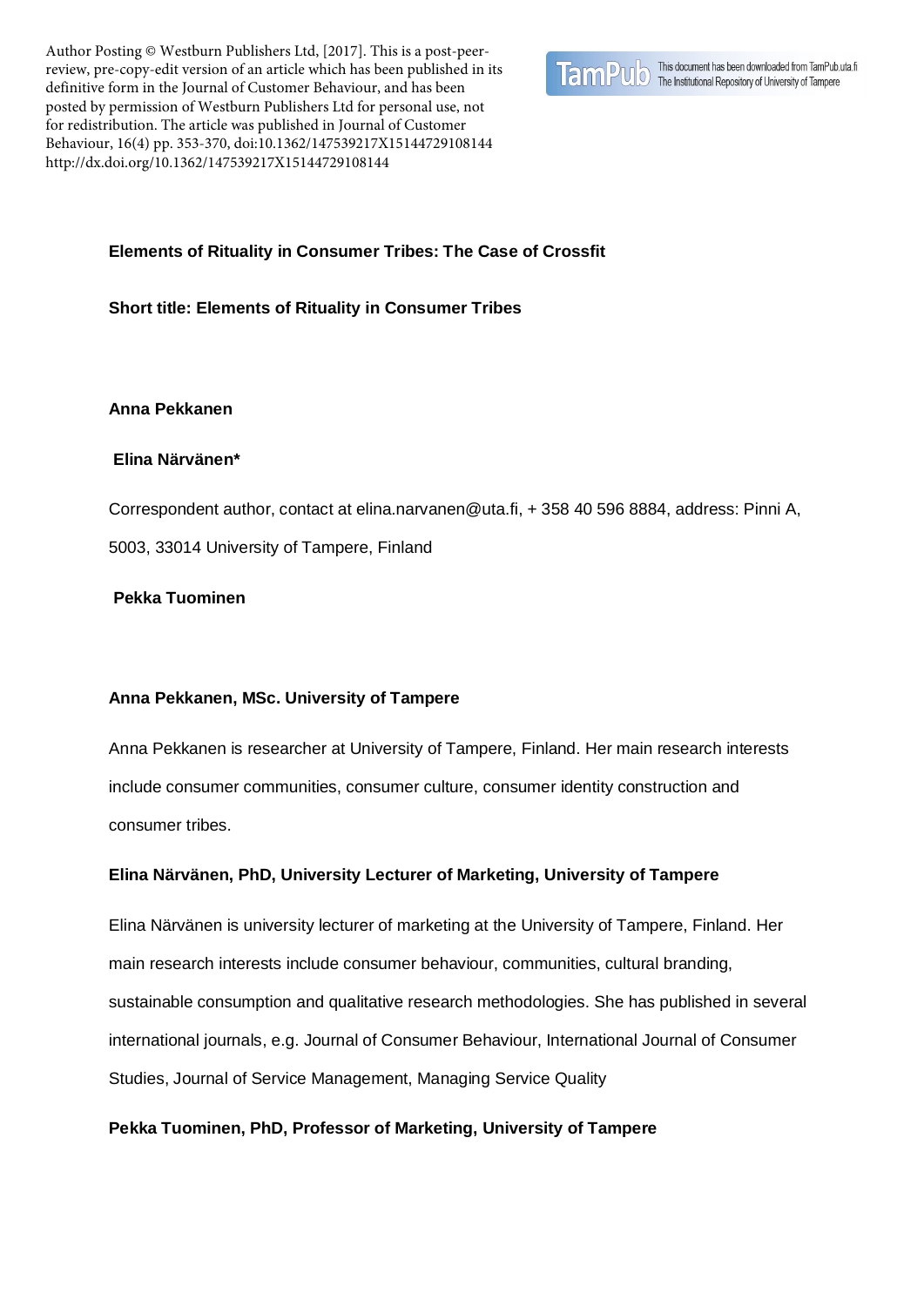Author Posting © Westburn Publishers Ltd, [2017]. This is a post-peer-review, pre-copy-edit version of an article which has been published in its definitive form in the Journal of Customer Behaviour, and has been posted by permission of Westburn Publishers Ltd for personal use, not for redistribution. The article was published in Journal of Customer Behaviour, 16(4) pp. 353-370, doi:10.1362/147539217X15144729108144 http://dx.doi.org/10.1362/147539217X15144729108144

TamPub This document has been downloaded from TamPub.uta.fi The Institutional Repository of University of Tampere

# Elements of Rituality in Consumer Tribes: The Case of Crossfit

**Short title: Elements of Rituality in Consumer Tribes**

**Anna Pekkanen**

**Elina Närvänen***

Correspondent author, contact at elina.narvanen@uta.fi, + 358 40 596 8884, address: Pinni A, 5003, 33014 University of Tampere, Finland

**Pekka Tuominen**

**Anna Pekkanen, MSc. University of Tampere**

Anna Pekkanen is researcher at University of Tampere, Finland. Her main research interests include consumer communities, consumer culture, consumer identity construction and consumer tribes.

**Elina Närvänen, PhD, University Lecturer of Marketing, University of Tampere**

Elina Närvänen is university lecturer of marketing at the University of Tampere, Finland. Her main research interests include consumer behaviour, communities, cultural branding, sustainable consumption and qualitative research methodologies. She has published in several international journals, e.g. Journal of Consumer Behaviour, International Journal of Consumer Studies, Journal of Service Management, Managing Service Quality

**Pekka Tuominen, PhD, Professor of Marketing, University of Tampere**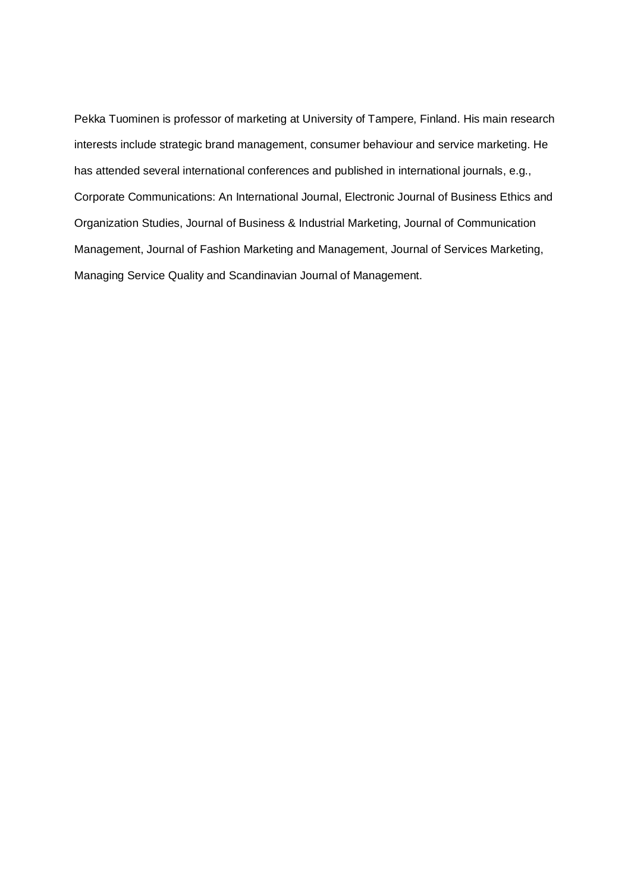Pekka Tuominen is professor of marketing at University of Tampere, Finland. His main research interests include strategic brand management, consumer behaviour and service marketing. He has attended several international conferences and published in international journals, e.g., Corporate Communications: An International Journal, Electronic Journal of Business Ethics and Organization Studies, Journal of Business & Industrial Marketing, Journal of Communication Management, Journal of Fashion Marketing and Management, Journal of Services Marketing, Managing Service Quality and Scandinavian Journal of Management.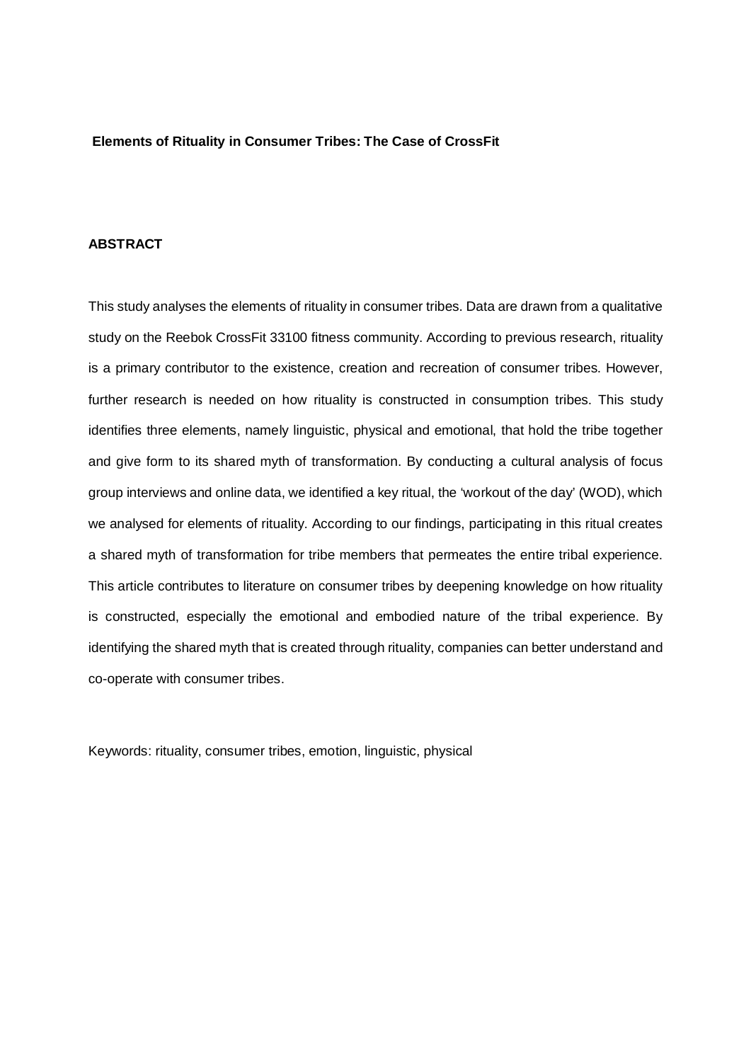# Elements of Rituality in Consumer Tribes: The Case of CrossFit

## ABSTRACT

This study analyses the elements of rituality in consumer tribes. Data are drawn from a qualitative study on the Reebok CrossFit 33100 fitness community. According to previous research, rituality is a primary contributor to the existence, creation and recreation of consumer tribes. However, further research is needed on how rituality is constructed in consumption tribes. This study identifies three elements, namely linguistic, physical and emotional, that hold the tribe together and give form to its shared myth of transformation. By conducting a cultural analysis of focus group interviews and online data, we identified a key ritual, the 'workout of the day' (WOD), which we analysed for elements of rituality. According to our findings, participating in this ritual creates a shared myth of transformation for tribe members that permeates the entire tribal experience. This article contributes to literature on consumer tribes by deepening knowledge on how rituality is constructed, especially the emotional and embodied nature of the tribal experience. By identifying the shared myth that is created through rituality, companies can better understand and co-operate with consumer tribes.

Keywords: rituality, consumer tribes, emotion, linguistic, physical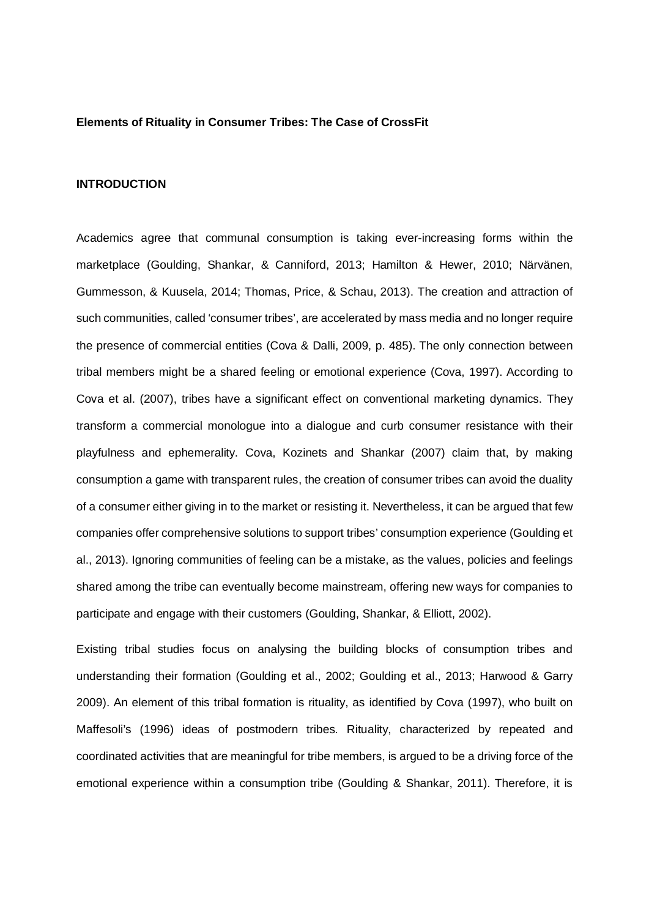**Elements of Rituality in Consumer Tribes: The Case of CrossFit**

**INTRODUCTION**

Academics agree that communal consumption is taking ever-increasing forms within the marketplace (Goulding, Shankar, & Canniford, 2013; Hamilton & Hewer, 2010; Närvänen, Gummesson, & Kuusela, 2014; Thomas, Price, & Schau, 2013). The creation and attraction of such communities, called 'consumer tribes', are accelerated by mass media and no longer require the presence of commercial entities (Cova & Dalli, 2009, p. 485). The only connection between tribal members might be a shared feeling or emotional experience (Cova, 1997). According to Cova et al. (2007), tribes have a significant effect on conventional marketing dynamics. They transform a commercial monologue into a dialogue and curb consumer resistance with their playfulness and ephemerality. Cova, Kozinets and Shankar (2007) claim that, by making consumption a game with transparent rules, the creation of consumer tribes can avoid the duality of a consumer either giving in to the market or resisting it. Nevertheless, it can be argued that few companies offer comprehensive solutions to support tribes' consumption experience (Goulding et al., 2013). Ignoring communities of feeling can be a mistake, as the values, policies and feelings shared among the tribe can eventually become mainstream, offering new ways for companies to participate and engage with their customers (Goulding, Shankar, & Elliott, 2002).

Existing tribal studies focus on analysing the building blocks of consumption tribes and understanding their formation (Goulding et al., 2002; Goulding et al., 2013; Harwood & Garry 2009). An element of this tribal formation is rituality, as identified by Cova (1997), who built on Maffesoli's (1996) ideas of postmodern tribes. Rituality, characterized by repeated and coordinated activities that are meaningful for tribe members, is argued to be a driving force of the emotional experience within a consumption tribe (Goulding & Shankar, 2011). Therefore, it is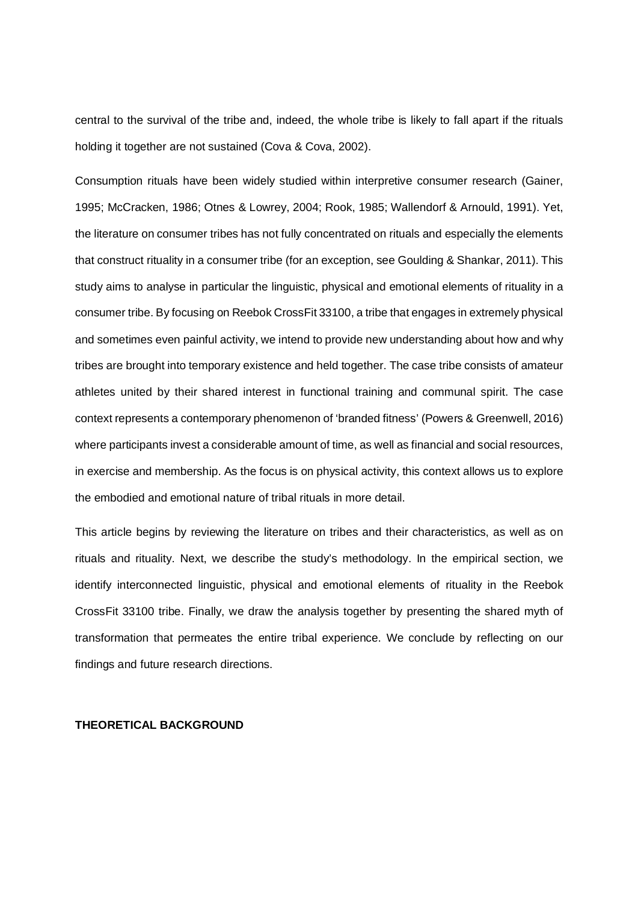central to the survival of the tribe and, indeed, the whole tribe is likely to fall apart if the rituals holding it together are not sustained (Cova & Cova, 2002).

Consumption rituals have been widely studied within interpretive consumer research (Gainer, 1995; McCracken, 1986; Otnes & Lowrey, 2004; Rook, 1985; Wallendorf & Arnould, 1991). Yet, the literature on consumer tribes has not fully concentrated on rituals and especially the elements that construct rituality in a consumer tribe (for an exception, see Goulding & Shankar, 2011). This study aims to analyse in particular the linguistic, physical and emotional elements of rituality in a consumer tribe. By focusing on Reebok CrossFit 33100, a tribe that engages in extremely physical and sometimes even painful activity, we intend to provide new understanding about how and why tribes are brought into temporary existence and held together. The case tribe consists of amateur athletes united by their shared interest in functional training and communal spirit. The case context represents a contemporary phenomenon of 'branded fitness' (Powers & Greenwell, 2016) where participants invest a considerable amount of time, as well as financial and social resources, in exercise and membership. As the focus is on physical activity, this context allows us to explore the embodied and emotional nature of tribal rituals in more detail.

This article begins by reviewing the literature on tribes and their characteristics, as well as on rituals and rituality. Next, we describe the study's methodology. In the empirical section, we identify interconnected linguistic, physical and emotional elements of rituality in the Reebok CrossFit 33100 tribe. Finally, we draw the analysis together by presenting the shared myth of transformation that permeates the entire tribal experience. We conclude by reflecting on our findings and future research directions.

## THEORETICAL BACKGROUND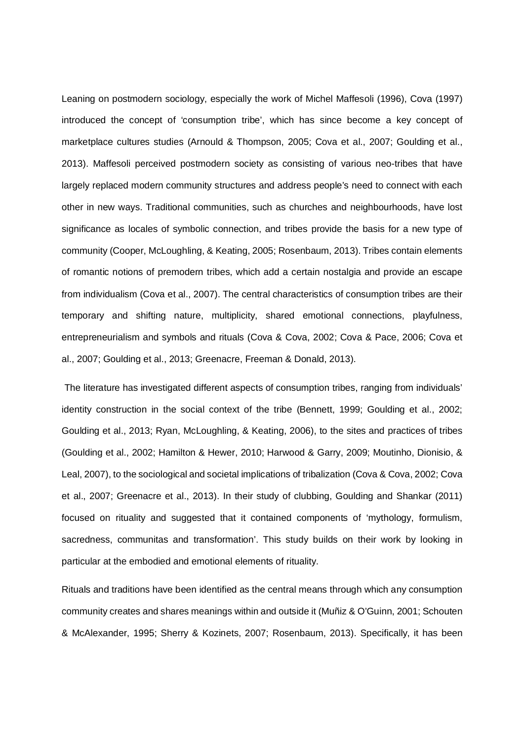Leaning on postmodern sociology, especially the work of Michel Maffesoli (1996), Cova (1997) introduced the concept of 'consumption tribe', which has since become a key concept of marketplace cultures studies (Arnould & Thompson, 2005; Cova et al., 2007; Goulding et al., 2013). Maffesoli perceived postmodern society as consisting of various neo-tribes that have largely replaced modern community structures and address people's need to connect with each other in new ways. Traditional communities, such as churches and neighbourhoods, have lost significance as locales of symbolic connection, and tribes provide the basis for a new type of community (Cooper, McLoughling, & Keating, 2005; Rosenbaum, 2013). Tribes contain elements of romantic notions of premodern tribes, which add a certain nostalgia and provide an escape from individualism (Cova et al., 2007). The central characteristics of consumption tribes are their temporary and shifting nature, multiplicity, shared emotional connections, playfulness, entrepreneurialism and symbols and rituals (Cova & Cova, 2002; Cova & Pace, 2006; Cova et al., 2007; Goulding et al., 2013; Greenacre, Freeman & Donald, 2013).

The literature has investigated different aspects of consumption tribes, ranging from individuals' identity construction in the social context of the tribe (Bennett, 1999; Goulding et al., 2002; Goulding et al., 2013; Ryan, McLoughling, & Keating, 2006), to the sites and practices of tribes (Goulding et al., 2002; Hamilton & Hewer, 2010; Harwood & Garry, 2009; Moutinho, Dionisio, & Leal, 2007), to the sociological and societal implications of tribalization (Cova & Cova, 2002; Cova et al., 2007; Greenacre et al., 2013). In their study of clubbing, Goulding and Shankar (2011) focused on rituality and suggested that it contained components of 'mythology, formulism, sacredness, communitas and transformation'. This study builds on their work by looking in particular at the embodied and emotional elements of rituality.

Rituals and traditions have been identified as the central means through which any consumption community creates and shares meanings within and outside it (Muñiz & O'Guinn, 2001; Schouten & McAlexander, 1995; Sherry & Kozinets, 2007; Rosenbaum, 2013). Specifically, it has been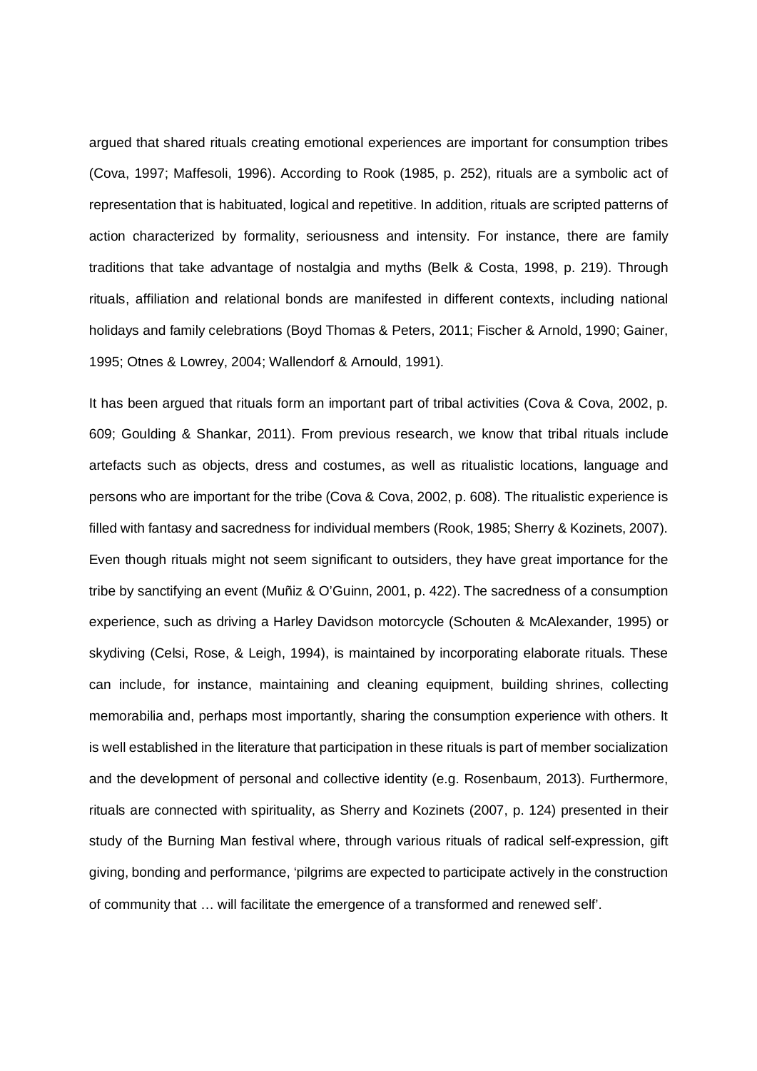argued that shared rituals creating emotional experiences are important for consumption tribes (Cova, 1997; Maffesoli, 1996). According to Rook (1985, p. 252), rituals are a symbolic act of representation that is habituated, logical and repetitive. In addition, rituals are scripted patterns of action characterized by formality, seriousness and intensity. For instance, there are family traditions that take advantage of nostalgia and myths (Belk & Costa, 1998, p. 219). Through rituals, affiliation and relational bonds are manifested in different contexts, including national holidays and family celebrations (Boyd Thomas & Peters, 2011; Fischer & Arnold, 1990; Gainer, 1995; Otnes & Lowrey, 2004; Wallendorf & Arnould, 1991).

It has been argued that rituals form an important part of tribal activities (Cova & Cova, 2002, p. 609; Goulding & Shankar, 2011). From previous research, we know that tribal rituals include artefacts such as objects, dress and costumes, as well as ritualistic locations, language and persons who are important for the tribe (Cova & Cova, 2002, p. 608). The ritualistic experience is filled with fantasy and sacredness for individual members (Rook, 1985; Sherry & Kozinets, 2007). Even though rituals might not seem significant to outsiders, they have great importance for the tribe by sanctifying an event (Muñiz & O'Guinn, 2001, p. 422). The sacredness of a consumption experience, such as driving a Harley Davidson motorcycle (Schouten & McAlexander, 1995) or skydiving (Celsi, Rose, & Leigh, 1994), is maintained by incorporating elaborate rituals. These can include, for instance, maintaining and cleaning equipment, building shrines, collecting memorabilia and, perhaps most importantly, sharing the consumption experience with others. It is well established in the literature that participation in these rituals is part of member socialization and the development of personal and collective identity (e.g. Rosenbaum, 2013). Furthermore, rituals are connected with spirituality, as Sherry and Kozinets (2007, p. 124) presented in their study of the Burning Man festival where, through various rituals of radical self-expression, gift giving, bonding and performance, 'pilgrims are expected to participate actively in the construction of community that … will facilitate the emergence of a transformed and renewed self'.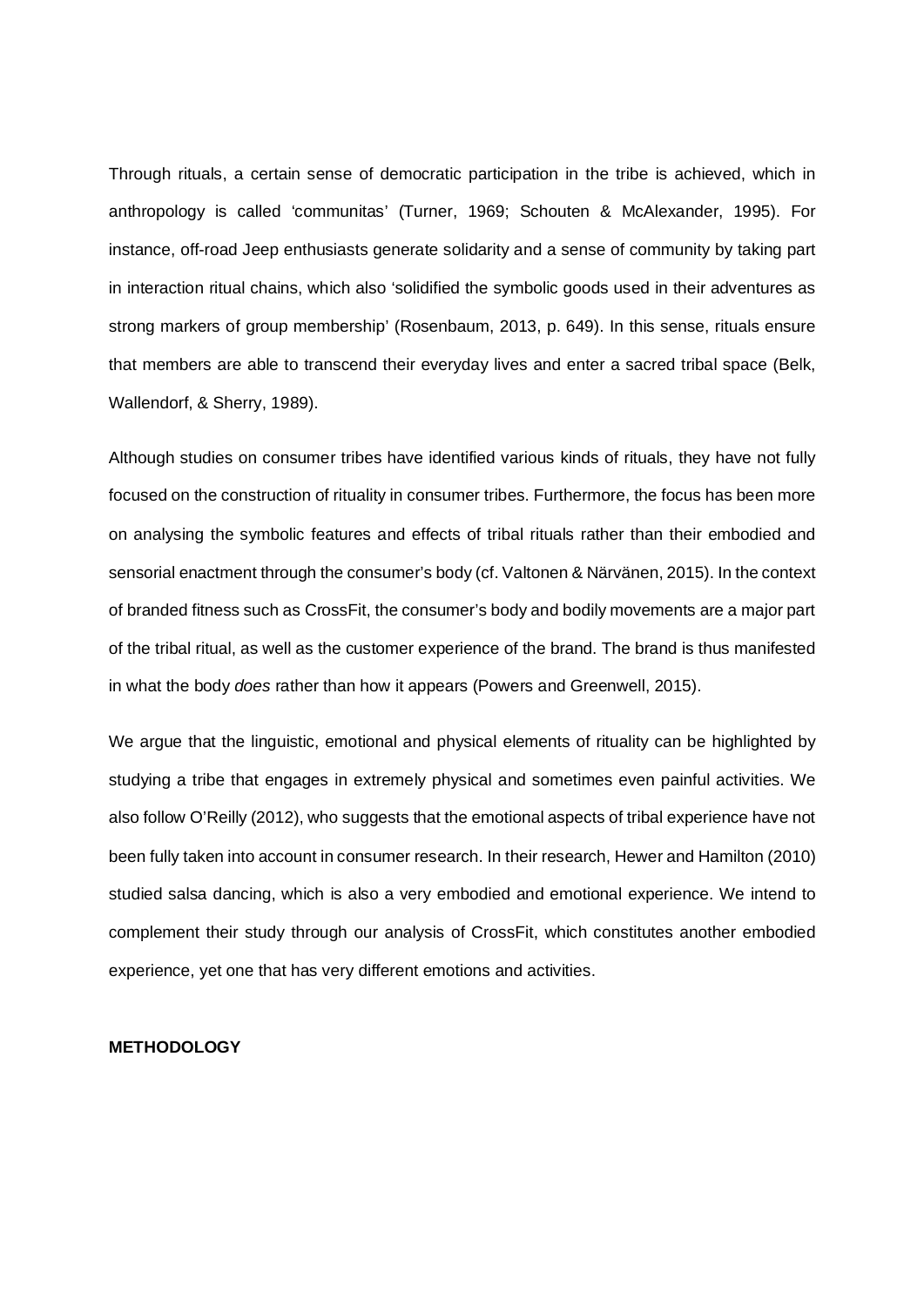Through rituals, a certain sense of democratic participation in the tribe is achieved, which in anthropology is called 'communitas' (Turner, 1969; Schouten & McAlexander, 1995). For instance, off-road Jeep enthusiasts generate solidarity and a sense of community by taking part in interaction ritual chains, which also 'solidified the symbolic goods used in their adventures as strong markers of group membership' (Rosenbaum, 2013, p. 649). In this sense, rituals ensure that members are able to transcend their everyday lives and enter a sacred tribal space (Belk, Wallendorf, & Sherry, 1989).

Although studies on consumer tribes have identified various kinds of rituals, they have not fully focused on the construction of rituality in consumer tribes. Furthermore, the focus has been more on analysing the symbolic features and effects of tribal rituals rather than their embodied and sensorial enactment through the consumer's body (cf. Valtonen & Närvänen, 2015). In the context of branded fitness such as CrossFit, the consumer's body and bodily movements are a major part of the tribal ritual, as well as the customer experience of the brand. The brand is thus manifested in what the body *does* rather than how it appears (Powers and Greenwell, 2015).

We argue that the linguistic, emotional and physical elements of rituality can be highlighted by studying a tribe that engages in extremely physical and sometimes even painful activities. We also follow O'Reilly (2012), who suggests that the emotional aspects of tribal experience have not been fully taken into account in consumer research. In their research, Hewer and Hamilton (2010) studied salsa dancing, which is also a very embodied and emotional experience. We intend to complement their study through our analysis of CrossFit, which constitutes another embodied experience, yet one that has very different emotions and activities.

## METHODOLOGY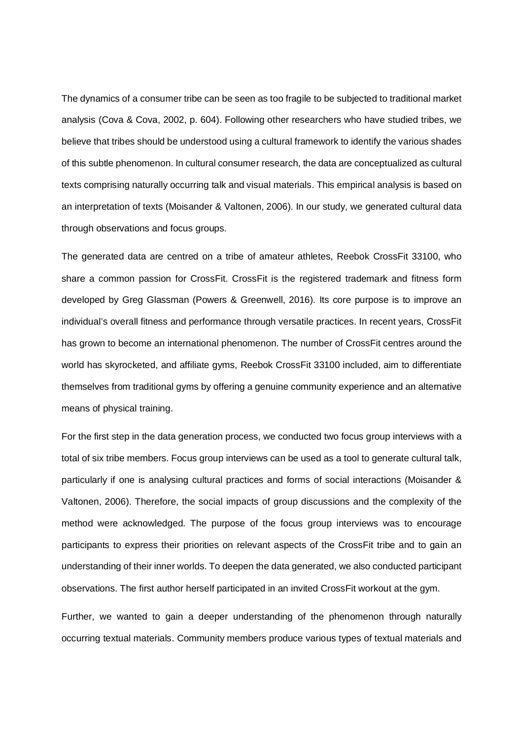The dynamics of a consumer tribe can be seen as too fragile to be subjected to traditional market analysis (Cova & Cova, 2002, p. 604). Following other researchers who have studied tribes, we believe that tribes should be understood using a cultural framework to identify the various shades of this subtle phenomenon. In cultural consumer research, the data are conceptualized as cultural texts comprising naturally occurring talk and visual materials. This empirical analysis is based on an interpretation of texts (Moisander & Valtonen, 2006). In our study, we generated cultural data through observations and focus groups.

The generated data are centred on a tribe of amateur athletes, Reebok CrossFit 33100, who share a common passion for CrossFit. CrossFit is the registered trademark and fitness form developed by Greg Glassman (Powers & Greenwell, 2016). Its core purpose is to improve an individual's overall fitness and performance through versatile practices. In recent years, CrossFit has grown to become an international phenomenon. The number of CrossFit centres around the world has skyrocketed, and affiliate gyms, Reebok CrossFit 33100 included, aim to differentiate themselves from traditional gyms by offering a genuine community experience and an alternative means of physical training.

For the first step in the data generation process, we conducted two focus group interviews with a total of six tribe members. Focus group interviews can be used as a tool to generate cultural talk, particularly if one is analysing cultural practices and forms of social interactions (Moisander & Valtonen, 2006). Therefore, the social impacts of group discussions and the complexity of the method were acknowledged. The purpose of the focus group interviews was to encourage participants to express their priorities on relevant aspects of the CrossFit tribe and to gain an understanding of their inner worlds. To deepen the data generated, we also conducted participant observations. The first author herself participated in an invited CrossFit workout at the gym.

Further, we wanted to gain a deeper understanding of the phenomenon through naturally occurring textual materials. Community members produce various types of textual materials and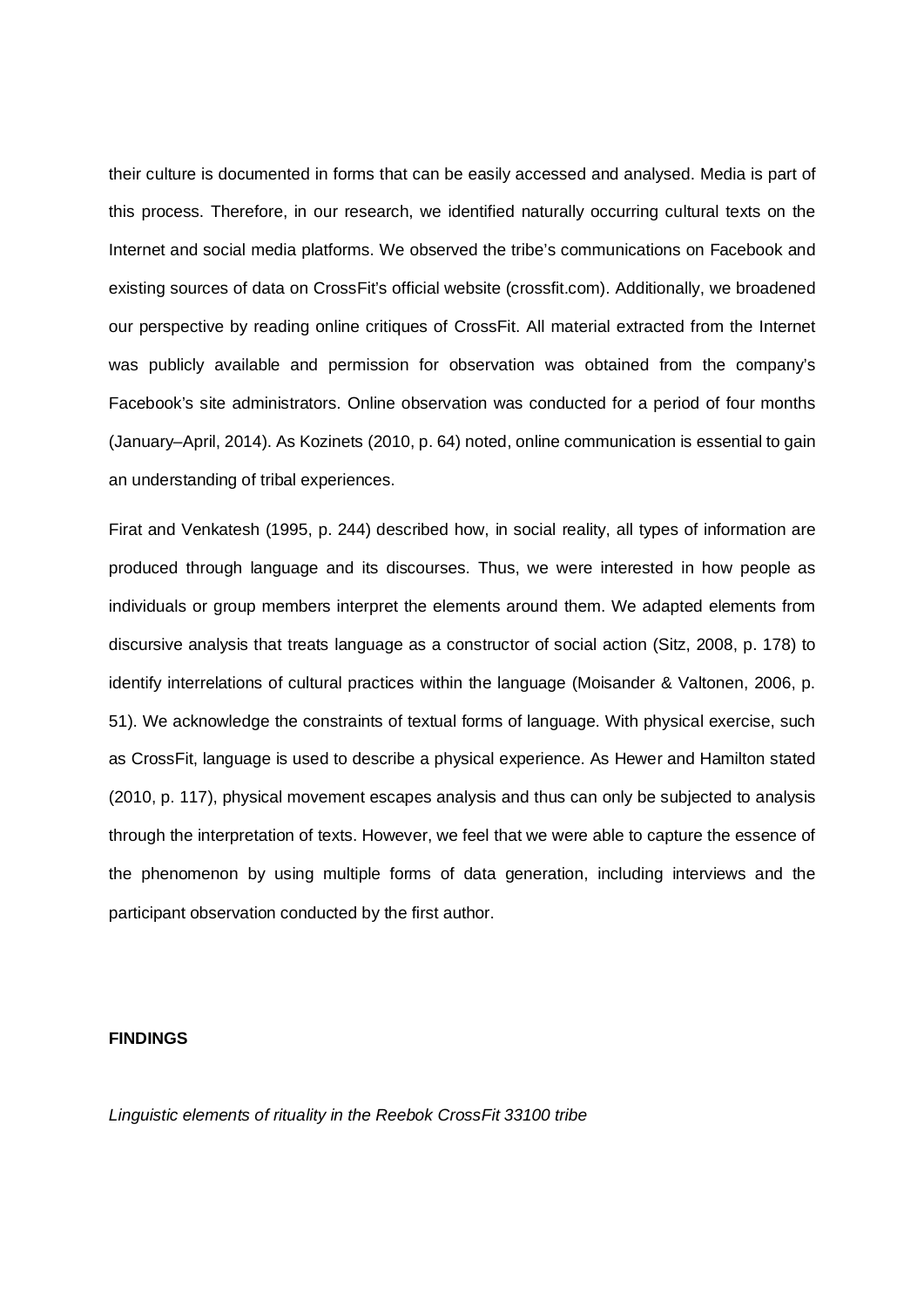their culture is documented in forms that can be easily accessed and analysed. Media is part of this process. Therefore, in our research, we identified naturally occurring cultural texts on the Internet and social media platforms. We observed the tribe's communications on Facebook and existing sources of data on CrossFit's official website (crossfit.com). Additionally, we broadened our perspective by reading online critiques of CrossFit. All material extracted from the Internet was publicly available and permission for observation was obtained from the company's Facebook's site administrators. Online observation was conducted for a period of four months (January–April, 2014). As Kozinets (2010, p. 64) noted, online communication is essential to gain an understanding of tribal experiences.

Firat and Venkatesh (1995, p. 244) described how, in social reality, all types of information are produced through language and its discourses. Thus, we were interested in how people as individuals or group members interpret the elements around them. We adapted elements from discursive analysis that treats language as a constructor of social action (Sitz, 2008, p. 178) to identify interrelations of cultural practices within the language (Moisander & Valtonen, 2006, p. 51). We acknowledge the constraints of textual forms of language. With physical exercise, such as CrossFit, language is used to describe a physical experience. As Hewer and Hamilton stated (2010, p. 117), physical movement escapes analysis and thus can only be subjected to analysis through the interpretation of texts. However, we feel that we were able to capture the essence of the phenomenon by using multiple forms of data generation, including interviews and the participant observation conducted by the first author.

## FINDINGS

### *Linguistic elements of rituality in the Reebok CrossFit 33100 tribe*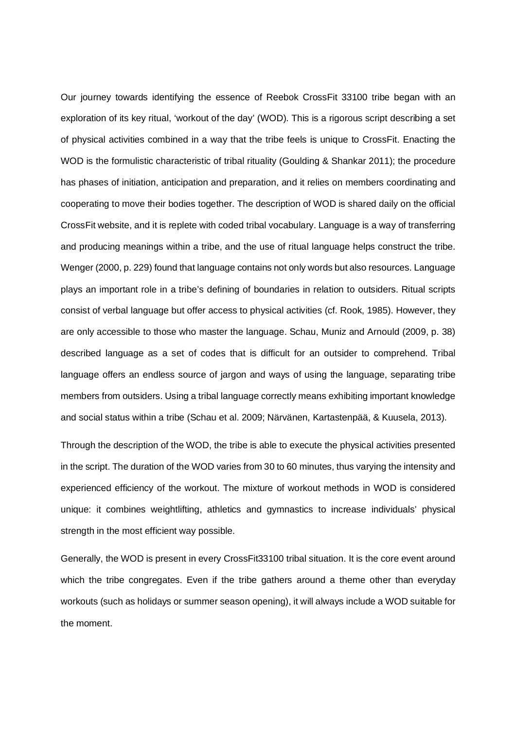Our journey towards identifying the essence of Reebok CrossFit 33100 tribe began with an exploration of its key ritual, 'workout of the day' (WOD). This is a rigorous script describing a set of physical activities combined in a way that the tribe feels is unique to CrossFit. Enacting the WOD is the formulistic characteristic of tribal rituality (Goulding & Shankar 2011); the procedure has phases of initiation, anticipation and preparation, and it relies on members coordinating and cooperating to move their bodies together. The description of WOD is shared daily on the official CrossFit website, and it is replete with coded tribal vocabulary. Language is a way of transferring and producing meanings within a tribe, and the use of ritual language helps construct the tribe. Wenger (2000, p. 229) found that language contains not only words but also resources. Language plays an important role in a tribe's defining of boundaries in relation to outsiders. Ritual scripts consist of verbal language but offer access to physical activities (cf. Rook, 1985). However, they are only accessible to those who master the language. Schau, Muniz and Arnould (2009, p. 38) described language as a set of codes that is difficult for an outsider to comprehend. Tribal language offers an endless source of jargon and ways of using the language, separating tribe members from outsiders. Using a tribal language correctly means exhibiting important knowledge and social status within a tribe (Schau et al. 2009; Närvänen, Kartastenpää, & Kuusela, 2013).

Through the description of the WOD, the tribe is able to execute the physical activities presented in the script. The duration of the WOD varies from 30 to 60 minutes, thus varying the intensity and experienced efficiency of the workout. The mixture of workout methods in WOD is considered unique: it combines weightlifting, athletics and gymnastics to increase individuals' physical strength in the most efficient way possible.

Generally, the WOD is present in every CrossFit33100 tribal situation. It is the core event around which the tribe congregates. Even if the tribe gathers around a theme other than everyday workouts (such as holidays or summer season opening), it will always include a WOD suitable for the moment.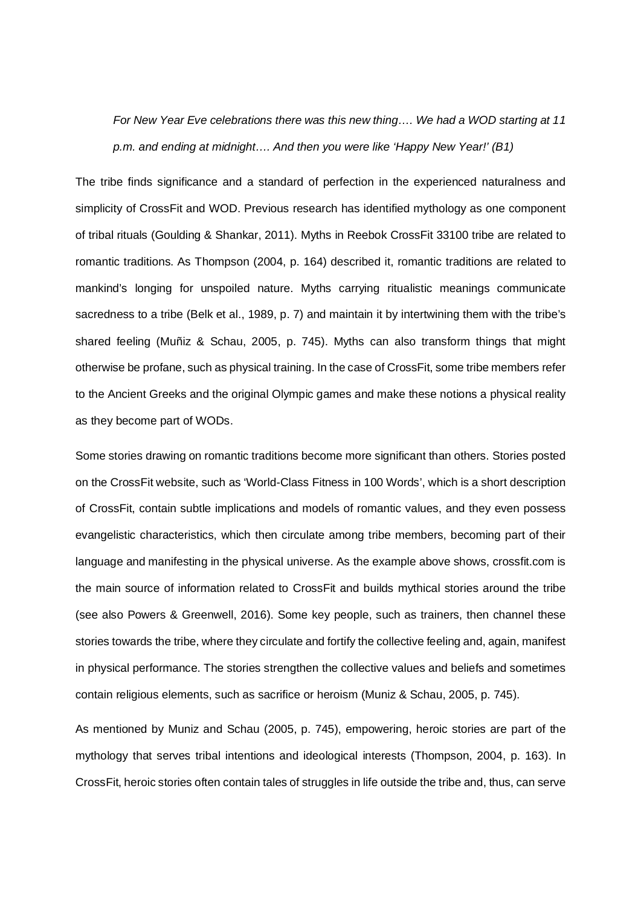*For New Year Eve celebrations there was this new thing…. We had a WOD starting at 11 p.m. and ending at midnight…. And then you were like 'Happy New Year!' (B1)*

The tribe finds significance and a standard of perfection in the experienced naturalness and simplicity of CrossFit and WOD. Previous research has identified mythology as one component of tribal rituals (Goulding & Shankar, 2011). Myths in Reebok CrossFit 33100 tribe are related to romantic traditions. As Thompson (2004, p. 164) described it, romantic traditions are related to mankind's longing for unspoiled nature. Myths carrying ritualistic meanings communicate sacredness to a tribe (Belk et al., 1989, p. 7) and maintain it by intertwining them with the tribe's shared feeling (Muñiz & Schau, 2005, p. 745). Myths can also transform things that might otherwise be profane, such as physical training. In the case of CrossFit, some tribe members refer to the Ancient Greeks and the original Olympic games and make these notions a physical reality as they become part of WODs.

Some stories drawing on romantic traditions become more significant than others. Stories posted on the CrossFit website, such as 'World-Class Fitness in 100 Words', which is a short description of CrossFit, contain subtle implications and models of romantic values, and they even possess evangelistic characteristics, which then circulate among tribe members, becoming part of their language and manifesting in the physical universe. As the example above shows, crossfit.com is the main source of information related to CrossFit and builds mythical stories around the tribe (see also Powers & Greenwell, 2016). Some key people, such as trainers, then channel these stories towards the tribe, where they circulate and fortify the collective feeling and, again, manifest in physical performance. The stories strengthen the collective values and beliefs and sometimes contain religious elements, such as sacrifice or heroism (Muniz & Schau, 2005, p. 745).

As mentioned by Muniz and Schau (2005, p. 745), empowering, heroic stories are part of the mythology that serves tribal intentions and ideological interests (Thompson, 2004, p. 163). In CrossFit, heroic stories often contain tales of struggles in life outside the tribe and, thus, can serve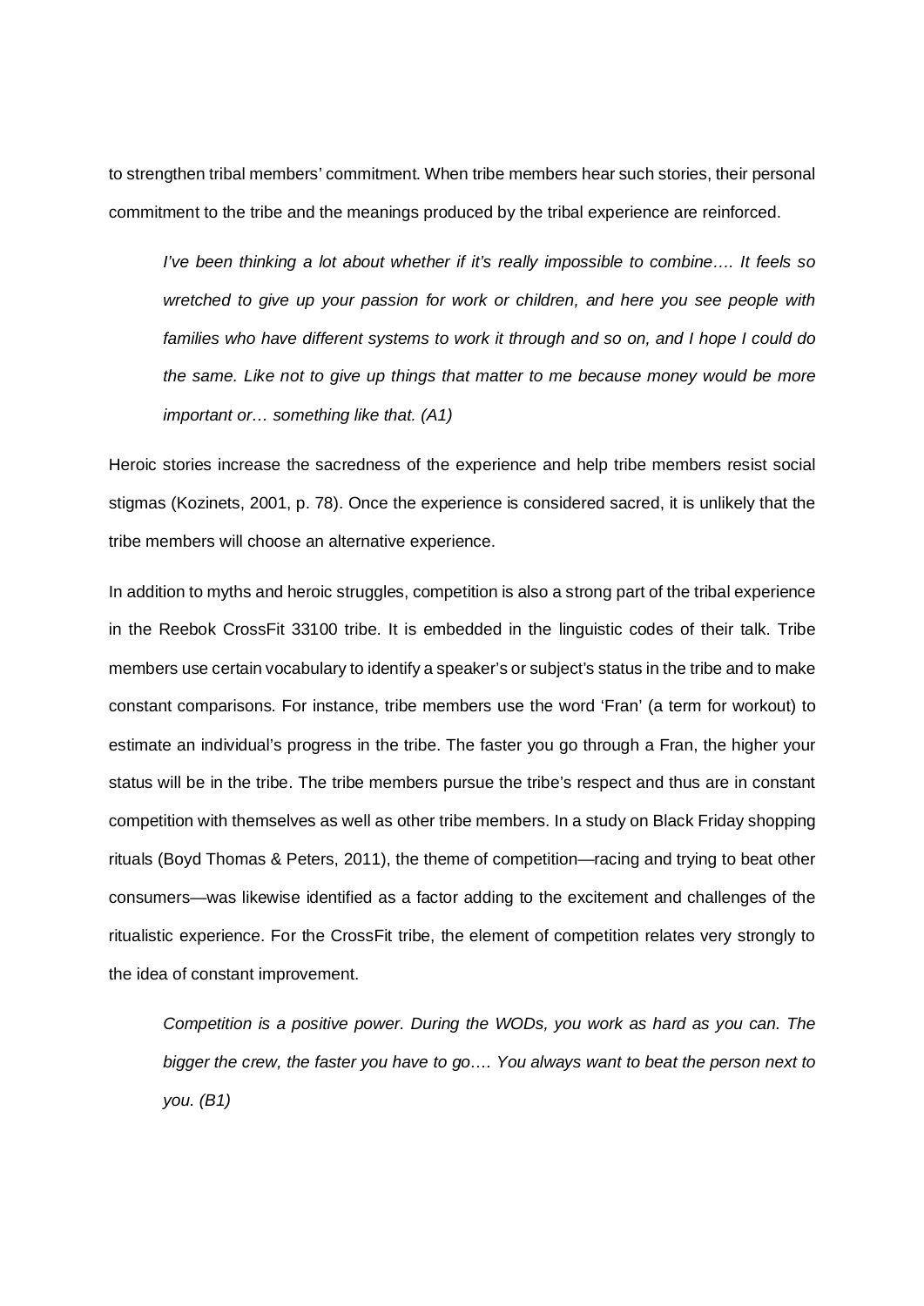to strengthen tribal members' commitment. When tribe members hear such stories, their personal commitment to the tribe and the meanings produced by the tribal experience are reinforced.

> *I've been thinking a lot about whether if it's really impossible to combine…. It feels so wretched to give up your passion for work or children, and here you see people with families who have different systems to work it through and so on, and I hope I could do the same. Like not to give up things that matter to me because money would be more important or… something like that. (A1)*

Heroic stories increase the sacredness of the experience and help tribe members resist social stigmas (Kozinets, 2001, p. 78). Once the experience is considered sacred, it is unlikely that the tribe members will choose an alternative experience.

In addition to myths and heroic struggles, competition is also a strong part of the tribal experience in the Reebok CrossFit 33100 tribe. It is embedded in the linguistic codes of their talk. Tribe members use certain vocabulary to identify a speaker's or subject's status in the tribe and to make constant comparisons. For instance, tribe members use the word 'Fran' (a term for workout) to estimate an individual's progress in the tribe. The faster you go through a Fran, the higher your status will be in the tribe. The tribe members pursue the tribe's respect and thus are in constant competition with themselves as well as other tribe members. In a study on Black Friday shopping rituals (Boyd Thomas & Peters, 2011), the theme of competition—racing and trying to beat other consumers—was likewise identified as a factor adding to the excitement and challenges of the ritualistic experience. For the CrossFit tribe, the element of competition relates very strongly to the idea of constant improvement.

> *Competition is a positive power. During the WODs, you work as hard as you can. The bigger the crew, the faster you have to go…. You always want to beat the person next to you. (B1)*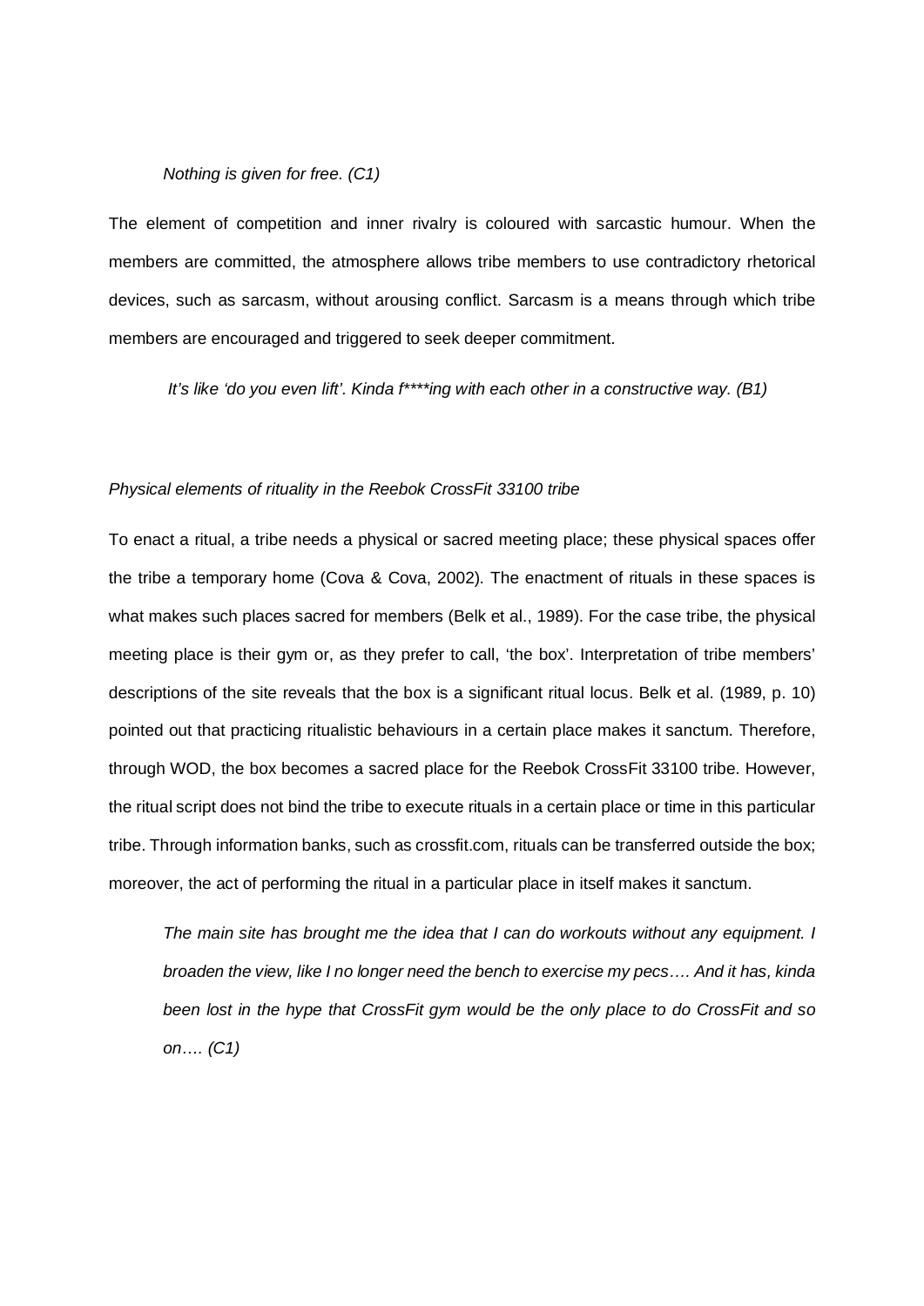> *Nothing is given for free. (C1)*

The element of competition and inner rivalry is coloured with sarcastic humour. When the members are committed, the atmosphere allows tribe members to use contradictory rhetorical devices, such as sarcasm, without arousing conflict. Sarcasm is a means through which tribe members are encouraged and triggered to seek deeper commitment.

> *It's like 'do you even lift'. Kinda f****ing with each other in a constructive way. (B1)*

### *Physical elements of rituality in the Reebok CrossFit 33100 tribe*

To enact a ritual, a tribe needs a physical or sacred meeting place; these physical spaces offer the tribe a temporary home (Cova & Cova, 2002). The enactment of rituals in these spaces is what makes such places sacred for members (Belk et al., 1989). For the case tribe, the physical meeting place is their gym or, as they prefer to call, 'the box'. Interpretation of tribe members' descriptions of the site reveals that the box is a significant ritual locus. Belk et al. (1989, p. 10) pointed out that practicing ritualistic behaviours in a certain place makes it sanctum. Therefore, through WOD, the box becomes a sacred place for the Reebok CrossFit 33100 tribe. However, the ritual script does not bind the tribe to execute rituals in a certain place or time in this particular tribe. Through information banks, such as crossfit.com, rituals can be transferred outside the box; moreover, the act of performing the ritual in a particular place in itself makes it sanctum.

> *The main site has brought me the idea that I can do workouts without any equipment. I broaden the view, like I no longer need the bench to exercise my pecs…. And it has, kinda been lost in the hype that CrossFit gym would be the only place to do CrossFit and so on…. (C1)*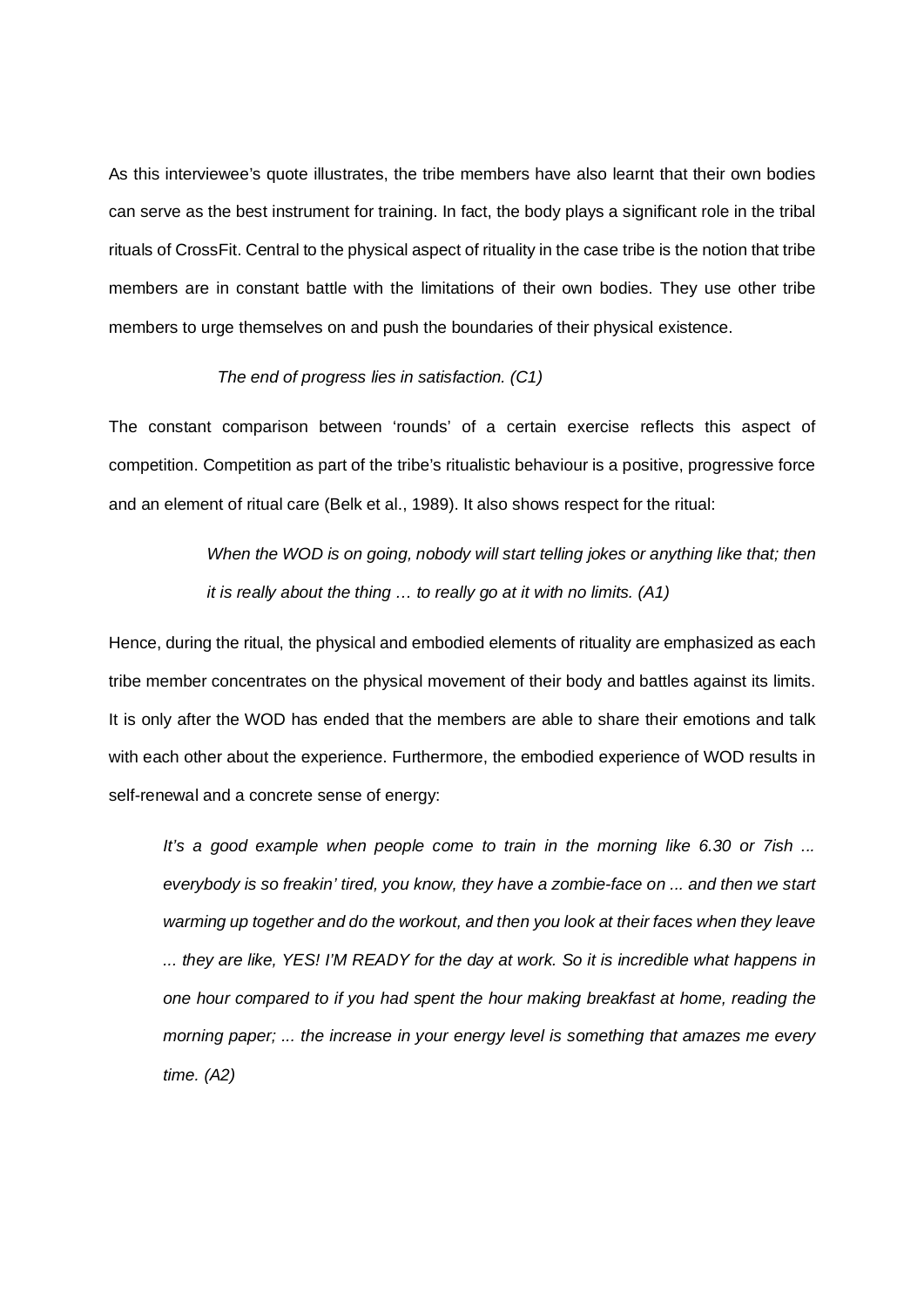As this interviewee's quote illustrates, the tribe members have also learnt that their own bodies can serve as the best instrument for training. In fact, the body plays a significant role in the tribal rituals of CrossFit. Central to the physical aspect of rituality in the case tribe is the notion that tribe members are in constant battle with the limitations of their own bodies. They use other tribe members to urge themselves on and push the boundaries of their physical existence.

> *The end of progress lies in satisfaction. (C1)*

The constant comparison between 'rounds' of a certain exercise reflects this aspect of competition. Competition as part of the tribe's ritualistic behaviour is a positive, progressive force and an element of ritual care (Belk et al., 1989). It also shows respect for the ritual:

> *When the WOD is on going, nobody will start telling jokes or anything like that; then it is really about the thing … to really go at it with no limits. (A1)*

Hence, during the ritual, the physical and embodied elements of rituality are emphasized as each tribe member concentrates on the physical movement of their body and battles against its limits. It is only after the WOD has ended that the members are able to share their emotions and talk with each other about the experience. Furthermore, the embodied experience of WOD results in self-renewal and a concrete sense of energy:

> *It's a good example when people come to train in the morning like 6.30 or 7ish ... everybody is so freakin' tired, you know, they have a zombie-face on ... and then we start warming up together and do the workout, and then you look at their faces when they leave ... they are like, YES! I'M READY for the day at work. So it is incredible what happens in one hour compared to if you had spent the hour making breakfast at home, reading the morning paper; ... the increase in your energy level is something that amazes me every time. (A2)*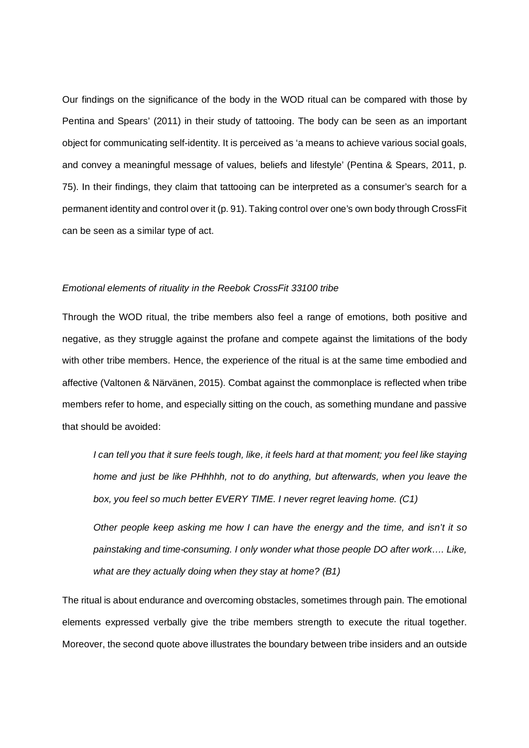Our findings on the significance of the body in the WOD ritual can be compared with those by Pentina and Spears' (2011) in their study of tattooing. The body can be seen as an important object for communicating self-identity. It is perceived as 'a means to achieve various social goals, and convey a meaningful message of values, beliefs and lifestyle' (Pentina & Spears, 2011, p. 75). In their findings, they claim that tattooing can be interpreted as a consumer's search for a permanent identity and control over it (p. 91). Taking control over one's own body through CrossFit can be seen as a similar type of act.

*Emotional elements of rituality in the Reebok CrossFit 33100 tribe*

Through the WOD ritual, the tribe members also feel a range of emotions, both positive and negative, as they struggle against the profane and compete against the limitations of the body with other tribe members. Hence, the experience of the ritual is at the same time embodied and affective (Valtonen & Närvänen, 2015). Combat against the commonplace is reflected when tribe members refer to home, and especially sitting on the couch, as something mundane and passive that should be avoided:

> *I can tell you that it sure feels tough, like, it feels hard at that moment; you feel like staying home and just be like PHhhhh, not to do anything, but afterwards, when you leave the box, you feel so much better EVERY TIME. I never regret leaving home. (C1)*

> *Other people keep asking me how I can have the energy and the time, and isn't it so painstaking and time-consuming. I only wonder what those people DO after work…. Like, what are they actually doing when they stay at home? (B1)*

The ritual is about endurance and overcoming obstacles, sometimes through pain. The emotional elements expressed verbally give the tribe members strength to execute the ritual together. Moreover, the second quote above illustrates the boundary between tribe insiders and an outside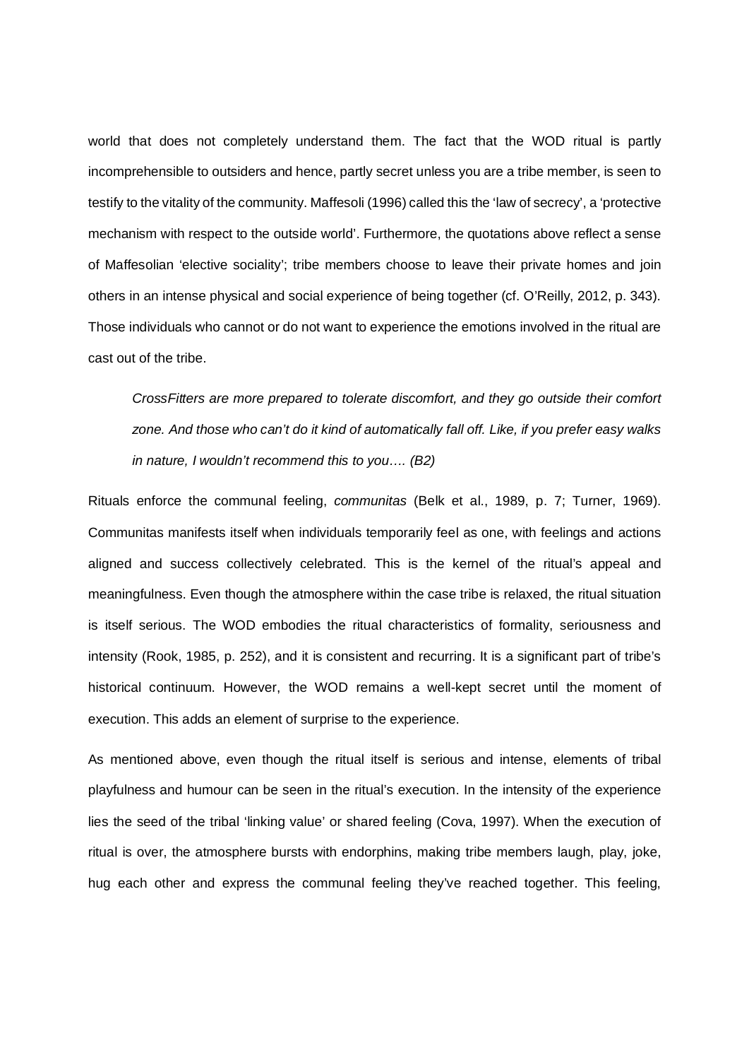world that does not completely understand them. The fact that the WOD ritual is partly incomprehensible to outsiders and hence, partly secret unless you are a tribe member, is seen to testify to the vitality of the community. Maffesoli (1996) called this the 'law of secrecy', a 'protective mechanism with respect to the outside world'. Furthermore, the quotations above reflect a sense of Maffesolian 'elective sociality'; tribe members choose to leave their private homes and join others in an intense physical and social experience of being together (cf. O'Reilly, 2012, p. 343). Those individuals who cannot or do not want to experience the emotions involved in the ritual are cast out of the tribe.

> *CrossFitters are more prepared to tolerate discomfort, and they go outside their comfort zone. And those who can't do it kind of automatically fall off. Like, if you prefer easy walks in nature, I wouldn't recommend this to you…. (B2)*

Rituals enforce the communal feeling, *communitas* (Belk et al., 1989, p. 7; Turner, 1969). Communitas manifests itself when individuals temporarily feel as one, with feelings and actions aligned and success collectively celebrated. This is the kernel of the ritual's appeal and meaningfulness. Even though the atmosphere within the case tribe is relaxed, the ritual situation is itself serious. The WOD embodies the ritual characteristics of formality, seriousness and intensity (Rook, 1985, p. 252), and it is consistent and recurring. It is a significant part of tribe's historical continuum. However, the WOD remains a well-kept secret until the moment of execution. This adds an element of surprise to the experience.

As mentioned above, even though the ritual itself is serious and intense, elements of tribal playfulness and humour can be seen in the ritual's execution. In the intensity of the experience lies the seed of the tribal 'linking value' or shared feeling (Cova, 1997). When the execution of ritual is over, the atmosphere bursts with endorphins, making tribe members laugh, play, joke, hug each other and express the communal feeling they've reached together. This feeling,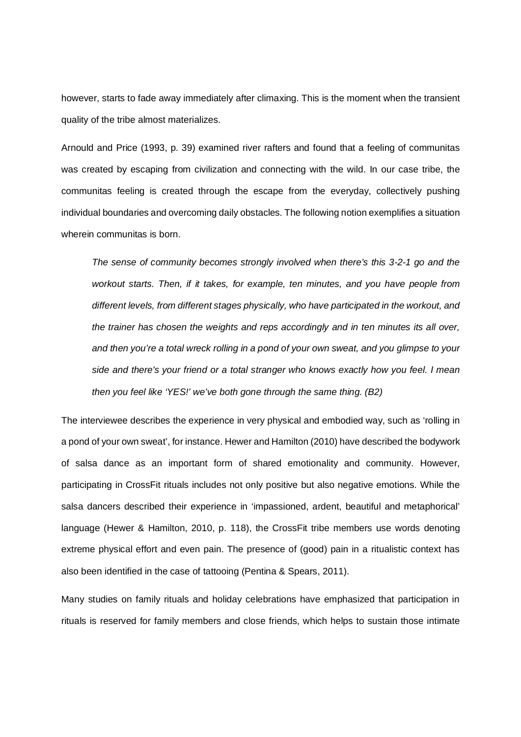however, starts to fade away immediately after climaxing. This is the moment when the transient quality of the tribe almost materializes.

Arnould and Price (1993, p. 39) examined river rafters and found that a feeling of communitas was created by escaping from civilization and connecting with the wild. In our case tribe, the communitas feeling is created through the escape from the everyday, collectively pushing individual boundaries and overcoming daily obstacles. The following notion exemplifies a situation wherein communitas is born.

> *The sense of community becomes strongly involved when there's this 3-2-1 go and the workout starts. Then, if it takes, for example, ten minutes, and you have people from different levels, from different stages physically, who have participated in the workout, and the trainer has chosen the weights and reps accordingly and in ten minutes its all over, and then you're a total wreck rolling in a pond of your own sweat, and you glimpse to your side and there's your friend or a total stranger who knows exactly how you feel. I mean then you feel like 'YES!' we've both gone through the same thing. (B2)*

The interviewee describes the experience in very physical and embodied way, such as 'rolling in a pond of your own sweat', for instance. Hewer and Hamilton (2010) have described the bodywork of salsa dance as an important form of shared emotionality and community. However, participating in CrossFit rituals includes not only positive but also negative emotions. While the salsa dancers described their experience in 'impassioned, ardent, beautiful and metaphorical' language (Hewer & Hamilton, 2010, p. 118), the CrossFit tribe members use words denoting extreme physical effort and even pain. The presence of (good) pain in a ritualistic context has also been identified in the case of tattooing (Pentina & Spears, 2011).

Many studies on family rituals and holiday celebrations have emphasized that participation in rituals is reserved for family members and close friends, which helps to sustain those intimate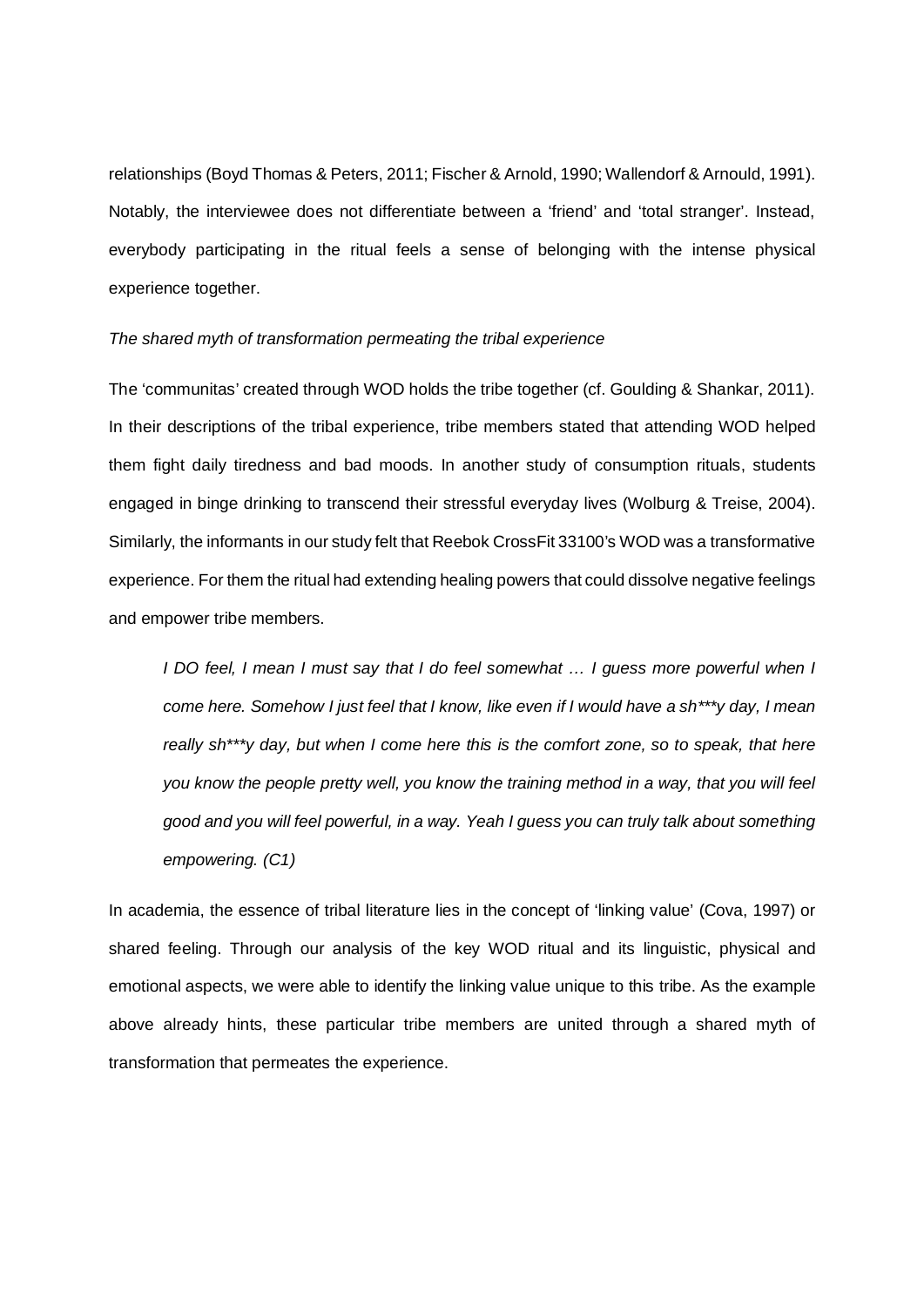relationships (Boyd Thomas & Peters, 2011; Fischer & Arnold, 1990; Wallendorf & Arnould, 1991). Notably, the interviewee does not differentiate between a 'friend' and 'total stranger'. Instead, everybody participating in the ritual feels a sense of belonging with the intense physical experience together.

*The shared myth of transformation permeating the tribal experience*

The 'communitas' created through WOD holds the tribe together (cf. Goulding & Shankar, 2011). In their descriptions of the tribal experience, tribe members stated that attending WOD helped them fight daily tiredness and bad moods. In another study of consumption rituals, students engaged in binge drinking to transcend their stressful everyday lives (Wolburg & Treise, 2004). Similarly, the informants in our study felt that Reebok CrossFit 33100's WOD was a transformative experience. For them the ritual had extending healing powers that could dissolve negative feelings and empower tribe members.

> *I DO feel, I mean I must say that I do feel somewhat … I guess more powerful when I come here. Somehow I just feel that I know, like even if I would have a sh***y day, I mean really sh***y day, but when I come here this is the comfort zone, so to speak, that here you know the people pretty well, you know the training method in a way, that you will feel good and you will feel powerful, in a way. Yeah I guess you can truly talk about something empowering. (C1)*

In academia, the essence of tribal literature lies in the concept of 'linking value' (Cova, 1997) or shared feeling. Through our analysis of the key WOD ritual and its linguistic, physical and emotional aspects, we were able to identify the linking value unique to this tribe. As the example above already hints, these particular tribe members are united through a shared myth of transformation that permeates the experience.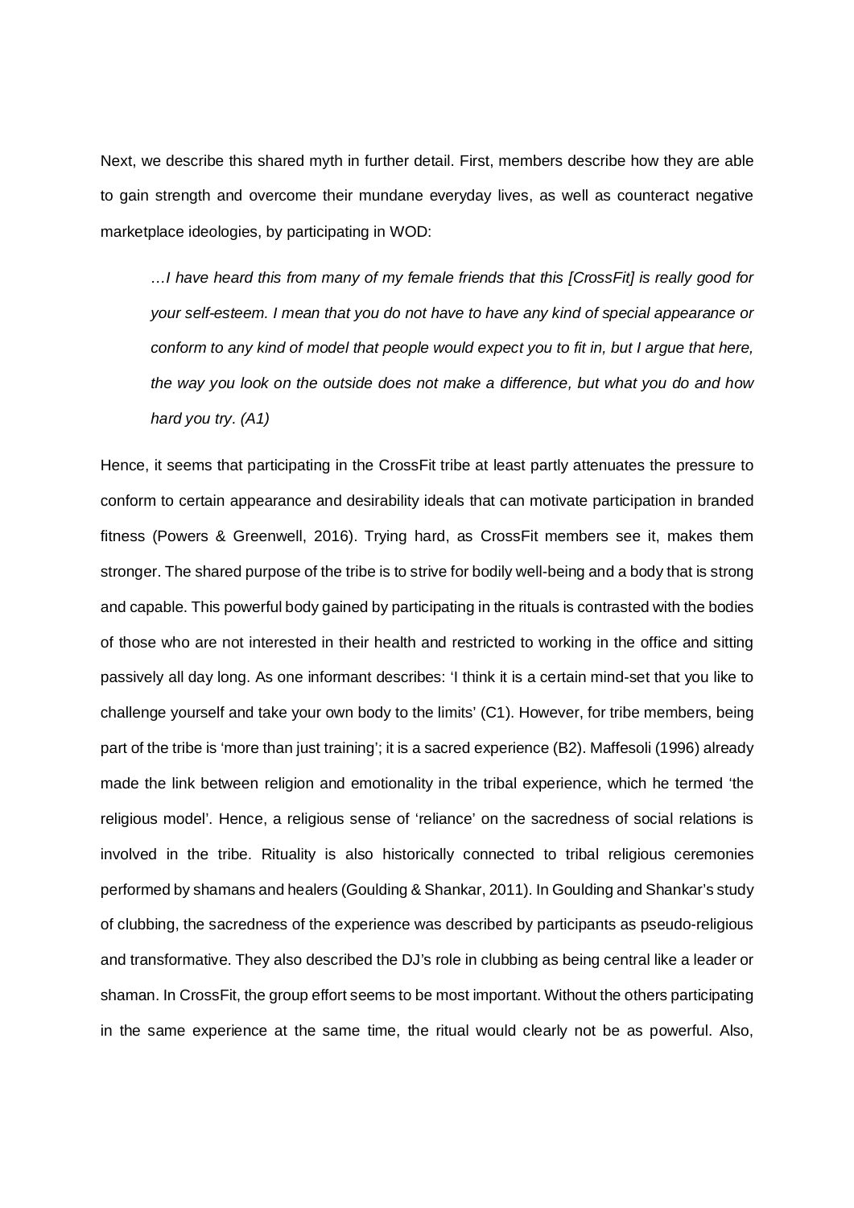Next, we describe this shared myth in further detail. First, members describe how they are able to gain strength and overcome their mundane everyday lives, as well as counteract negative marketplace ideologies, by participating in WOD:

> *…I have heard this from many of my female friends that this [CrossFit] is really good for your self-esteem. I mean that you do not have to have any kind of special appearance or conform to any kind of model that people would expect you to fit in, but I argue that here, the way you look on the outside does not make a difference, but what you do and how hard you try. (A1)*

Hence, it seems that participating in the CrossFit tribe at least partly attenuates the pressure to conform to certain appearance and desirability ideals that can motivate participation in branded fitness (Powers & Greenwell, 2016). Trying hard, as CrossFit members see it, makes them stronger. The shared purpose of the tribe is to strive for bodily well-being and a body that is strong and capable. This powerful body gained by participating in the rituals is contrasted with the bodies of those who are not interested in their health and restricted to working in the office and sitting passively all day long. As one informant describes: 'I think it is a certain mind-set that you like to challenge yourself and take your own body to the limits' (C1). However, for tribe members, being part of the tribe is 'more than just training'; it is a sacred experience (B2). Maffesoli (1996) already made the link between religion and emotionality in the tribal experience, which he termed 'the religious model'. Hence, a religious sense of 'reliance' on the sacredness of social relations is involved in the tribe. Rituality is also historically connected to tribal religious ceremonies performed by shamans and healers (Goulding & Shankar, 2011). In Goulding and Shankar's study of clubbing, the sacredness of the experience was described by participants as pseudo-religious and transformative. They also described the DJ's role in clubbing as being central like a leader or shaman. In CrossFit, the group effort seems to be most important. Without the others participating in the same experience at the same time, the ritual would clearly not be as powerful. Also,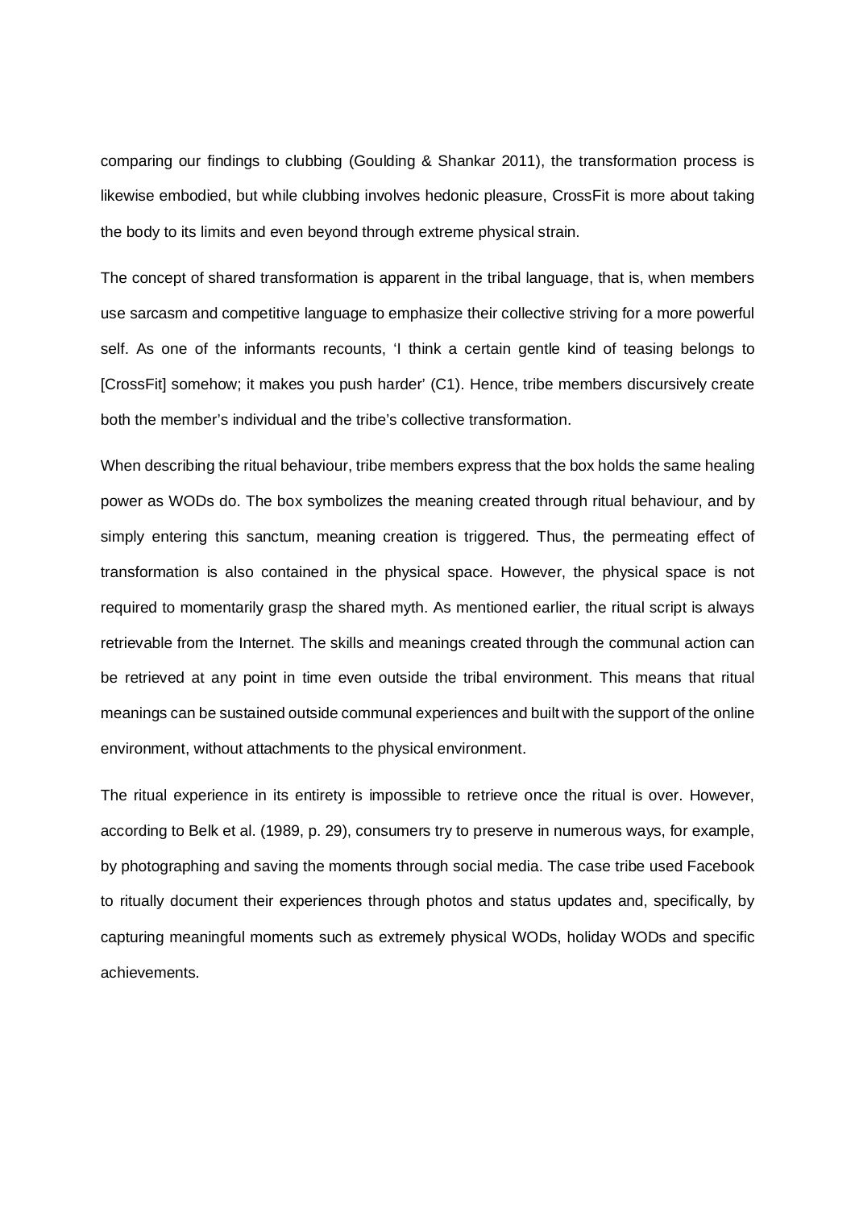comparing our findings to clubbing (Goulding & Shankar 2011), the transformation process is likewise embodied, but while clubbing involves hedonic pleasure, CrossFit is more about taking the body to its limits and even beyond through extreme physical strain.

The concept of shared transformation is apparent in the tribal language, that is, when members use sarcasm and competitive language to emphasize their collective striving for a more powerful self. As one of the informants recounts, 'I think a certain gentle kind of teasing belongs to [CrossFit] somehow; it makes you push harder' (C1). Hence, tribe members discursively create both the member's individual and the tribe's collective transformation.

When describing the ritual behaviour, tribe members express that the box holds the same healing power as WODs do. The box symbolizes the meaning created through ritual behaviour, and by simply entering this sanctum, meaning creation is triggered. Thus, the permeating effect of transformation is also contained in the physical space. However, the physical space is not required to momentarily grasp the shared myth. As mentioned earlier, the ritual script is always retrievable from the Internet. The skills and meanings created through the communal action can be retrieved at any point in time even outside the tribal environment. This means that ritual meanings can be sustained outside communal experiences and built with the support of the online environment, without attachments to the physical environment.

The ritual experience in its entirety is impossible to retrieve once the ritual is over. However, according to Belk et al. (1989, p. 29), consumers try to preserve in numerous ways, for example, by photographing and saving the moments through social media. The case tribe used Facebook to ritually document their experiences through photos and status updates and, specifically, by capturing meaningful moments such as extremely physical WODs, holiday WODs and specific achievements.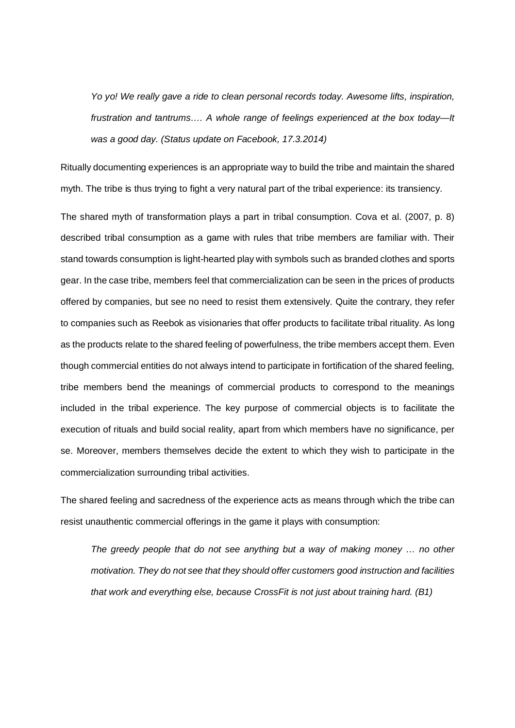> *Yo yo! We really gave a ride to clean personal records today. Awesome lifts, inspiration, frustration and tantrums…. A whole range of feelings experienced at the box today—It was a good day. (Status update on Facebook, 17.3.2014)*

Ritually documenting experiences is an appropriate way to build the tribe and maintain the shared myth. The tribe is thus trying to fight a very natural part of the tribal experience: its transiency.

The shared myth of transformation plays a part in tribal consumption. Cova et al. (2007, p. 8) described tribal consumption as a game with rules that tribe members are familiar with. Their stand towards consumption is light-hearted play with symbols such as branded clothes and sports gear. In the case tribe, members feel that commercialization can be seen in the prices of products offered by companies, but see no need to resist them extensively. Quite the contrary, they refer to companies such as Reebok as visionaries that offer products to facilitate tribal rituality. As long as the products relate to the shared feeling of powerfulness, the tribe members accept them. Even though commercial entities do not always intend to participate in fortification of the shared feeling, tribe members bend the meanings of commercial products to correspond to the meanings included in the tribal experience. The key purpose of commercial objects is to facilitate the execution of rituals and build social reality, apart from which members have no significance, per se. Moreover, members themselves decide the extent to which they wish to participate in the commercialization surrounding tribal activities.

The shared feeling and sacredness of the experience acts as means through which the tribe can resist unauthentic commercial offerings in the game it plays with consumption:

> *The greedy people that do not see anything but a way of making money … no other motivation. They do not see that they should offer customers good instruction and facilities that work and everything else, because CrossFit is not just about training hard. (B1)*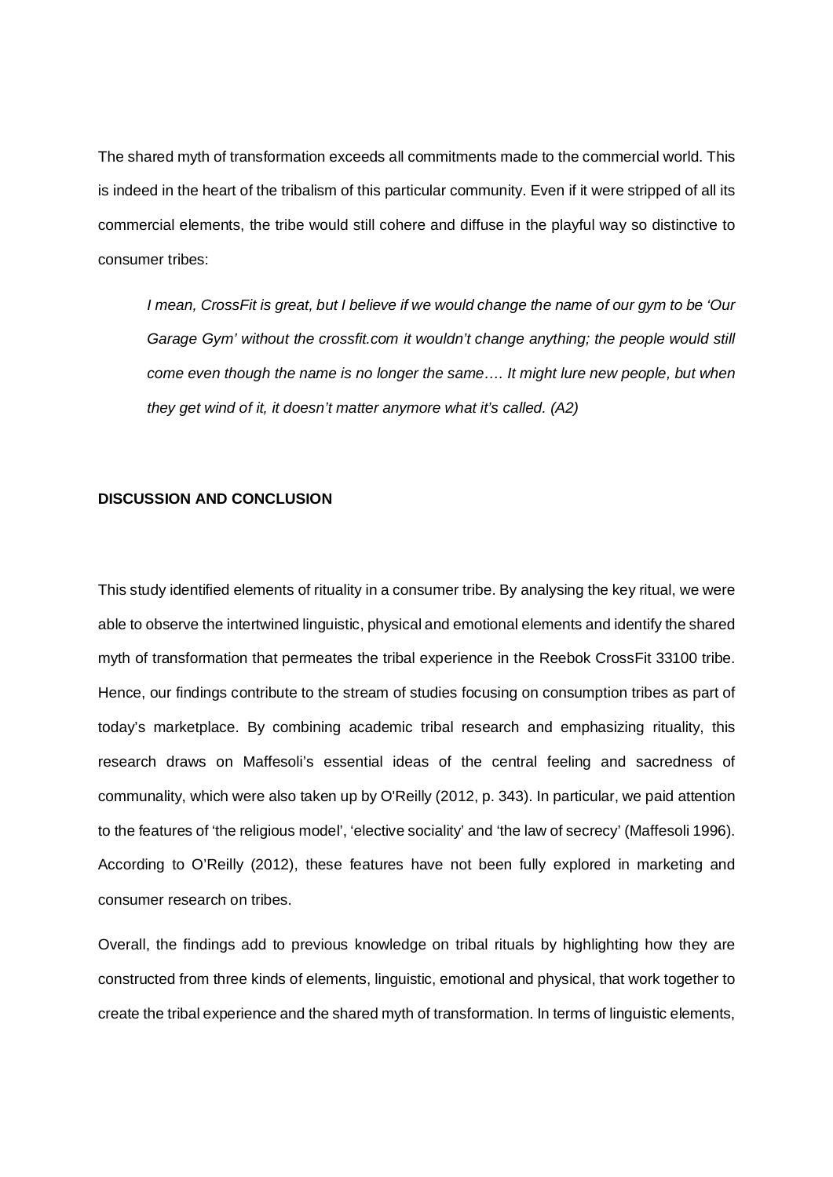The shared myth of transformation exceeds all commitments made to the commercial world. This is indeed in the heart of the tribalism of this particular community. Even if it were stripped of all its commercial elements, the tribe would still cohere and diffuse in the playful way so distinctive to consumer tribes:

> *I mean, CrossFit is great, but I believe if we would change the name of our gym to be 'Our Garage Gym' without the crossfit.com it wouldn't change anything; the people would still come even though the name is no longer the same…. It might lure new people, but when they get wind of it, it doesn't matter anymore what it's called. (A2)*

## DISCUSSION AND CONCLUSION

This study identified elements of rituality in a consumer tribe. By analysing the key ritual, we were able to observe the intertwined linguistic, physical and emotional elements and identify the shared myth of transformation that permeates the tribal experience in the Reebok CrossFit 33100 tribe. Hence, our findings contribute to the stream of studies focusing on consumption tribes as part of today's marketplace. By combining academic tribal research and emphasizing rituality, this research draws on Maffesoli's essential ideas of the central feeling and sacredness of communality, which were also taken up by O'Reilly (2012, p. 343). In particular, we paid attention to the features of 'the religious model', 'elective sociality' and 'the law of secrecy' (Maffesoli 1996). According to O'Reilly (2012), these features have not been fully explored in marketing and consumer research on tribes.

Overall, the findings add to previous knowledge on tribal rituals by highlighting how they are constructed from three kinds of elements, linguistic, emotional and physical, that work together to create the tribal experience and the shared myth of transformation. In terms of linguistic elements,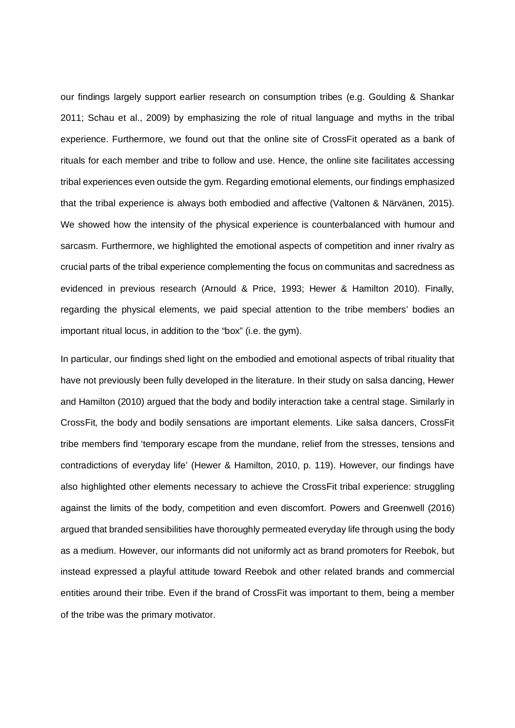our findings largely support earlier research on consumption tribes (e.g. Goulding & Shankar 2011; Schau et al., 2009) by emphasizing the role of ritual language and myths in the tribal experience. Furthermore, we found out that the online site of CrossFit operated as a bank of rituals for each member and tribe to follow and use. Hence, the online site facilitates accessing tribal experiences even outside the gym. Regarding emotional elements, our findings emphasized that the tribal experience is always both embodied and affective (Valtonen & Närvänen, 2015). We showed how the intensity of the physical experience is counterbalanced with humour and sarcasm. Furthermore, we highlighted the emotional aspects of competition and inner rivalry as crucial parts of the tribal experience complementing the focus on communitas and sacredness as evidenced in previous research (Arnould & Price, 1993; Hewer & Hamilton 2010). Finally, regarding the physical elements, we paid special attention to the tribe members' bodies an important ritual locus, in addition to the "box" (i.e. the gym).

In particular, our findings shed light on the embodied and emotional aspects of tribal rituality that have not previously been fully developed in the literature. In their study on salsa dancing, Hewer and Hamilton (2010) argued that the body and bodily interaction take a central stage. Similarly in CrossFit, the body and bodily sensations are important elements. Like salsa dancers, CrossFit tribe members find 'temporary escape from the mundane, relief from the stresses, tensions and contradictions of everyday life' (Hewer & Hamilton, 2010, p. 119). However, our findings have also highlighted other elements necessary to achieve the CrossFit tribal experience: struggling against the limits of the body, competition and even discomfort. Powers and Greenwell (2016) argued that branded sensibilities have thoroughly permeated everyday life through using the body as a medium. However, our informants did not uniformly act as brand promoters for Reebok, but instead expressed a playful attitude toward Reebok and other related brands and commercial entities around their tribe. Even if the brand of CrossFit was important to them, being a member of the tribe was the primary motivator.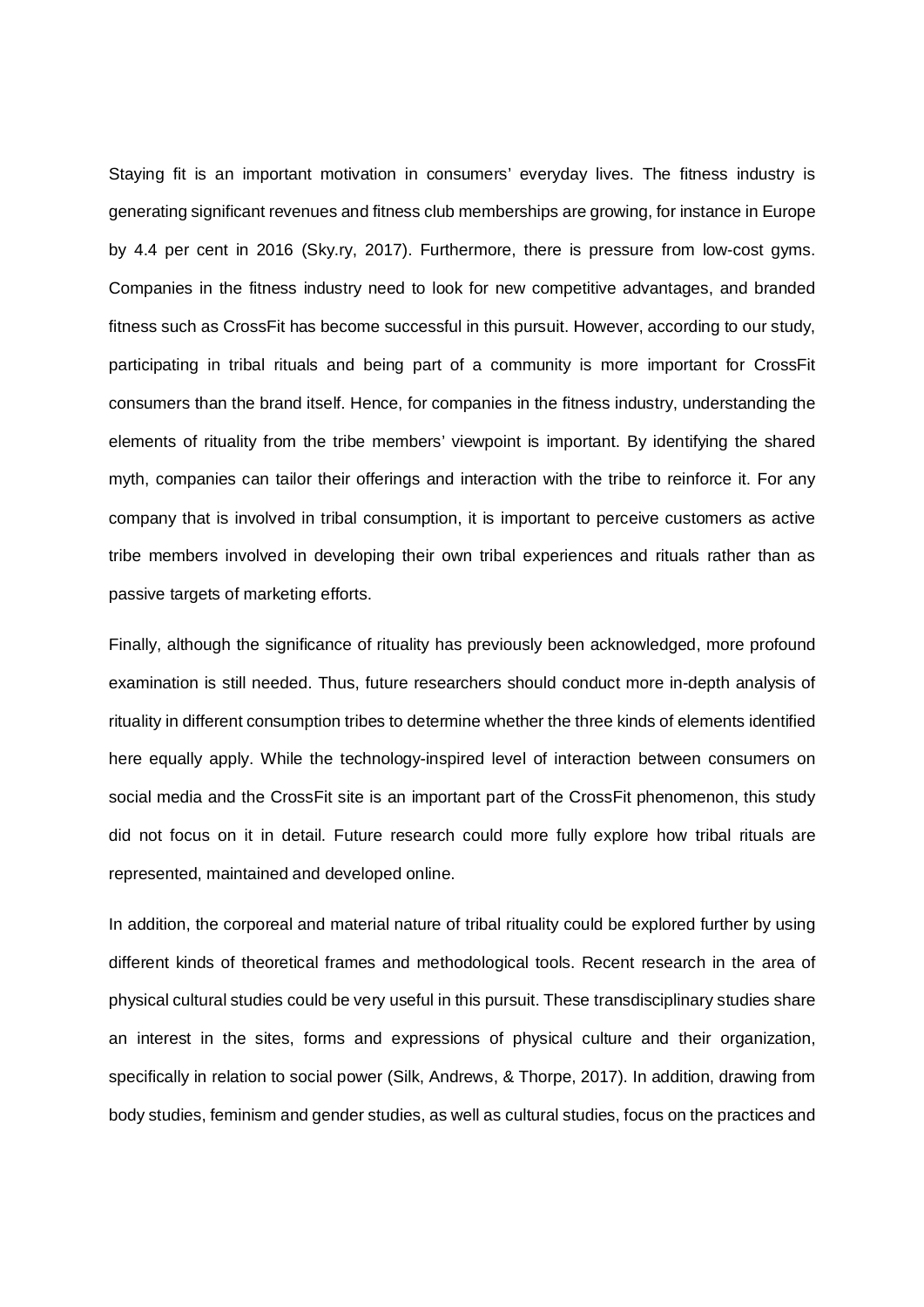Staying fit is an important motivation in consumers' everyday lives. The fitness industry is generating significant revenues and fitness club memberships are growing, for instance in Europe by 4.4 per cent in 2016 (Sky.ry, 2017). Furthermore, there is pressure from low-cost gyms. Companies in the fitness industry need to look for new competitive advantages, and branded fitness such as CrossFit has become successful in this pursuit. However, according to our study, participating in tribal rituals and being part of a community is more important for CrossFit consumers than the brand itself. Hence, for companies in the fitness industry, understanding the elements of rituality from the tribe members' viewpoint is important. By identifying the shared myth, companies can tailor their offerings and interaction with the tribe to reinforce it. For any company that is involved in tribal consumption, it is important to perceive customers as active tribe members involved in developing their own tribal experiences and rituals rather than as passive targets of marketing efforts.

Finally, although the significance of rituality has previously been acknowledged, more profound examination is still needed. Thus, future researchers should conduct more in-depth analysis of rituality in different consumption tribes to determine whether the three kinds of elements identified here equally apply. While the technology-inspired level of interaction between consumers on social media and the CrossFit site is an important part of the CrossFit phenomenon, this study did not focus on it in detail. Future research could more fully explore how tribal rituals are represented, maintained and developed online.

In addition, the corporeal and material nature of tribal rituality could be explored further by using different kinds of theoretical frames and methodological tools. Recent research in the area of physical cultural studies could be very useful in this pursuit. These transdisciplinary studies share an interest in the sites, forms and expressions of physical culture and their organization, specifically in relation to social power (Silk, Andrews, & Thorpe, 2017). In addition, drawing from body studies, feminism and gender studies, as well as cultural studies, focus on the practices and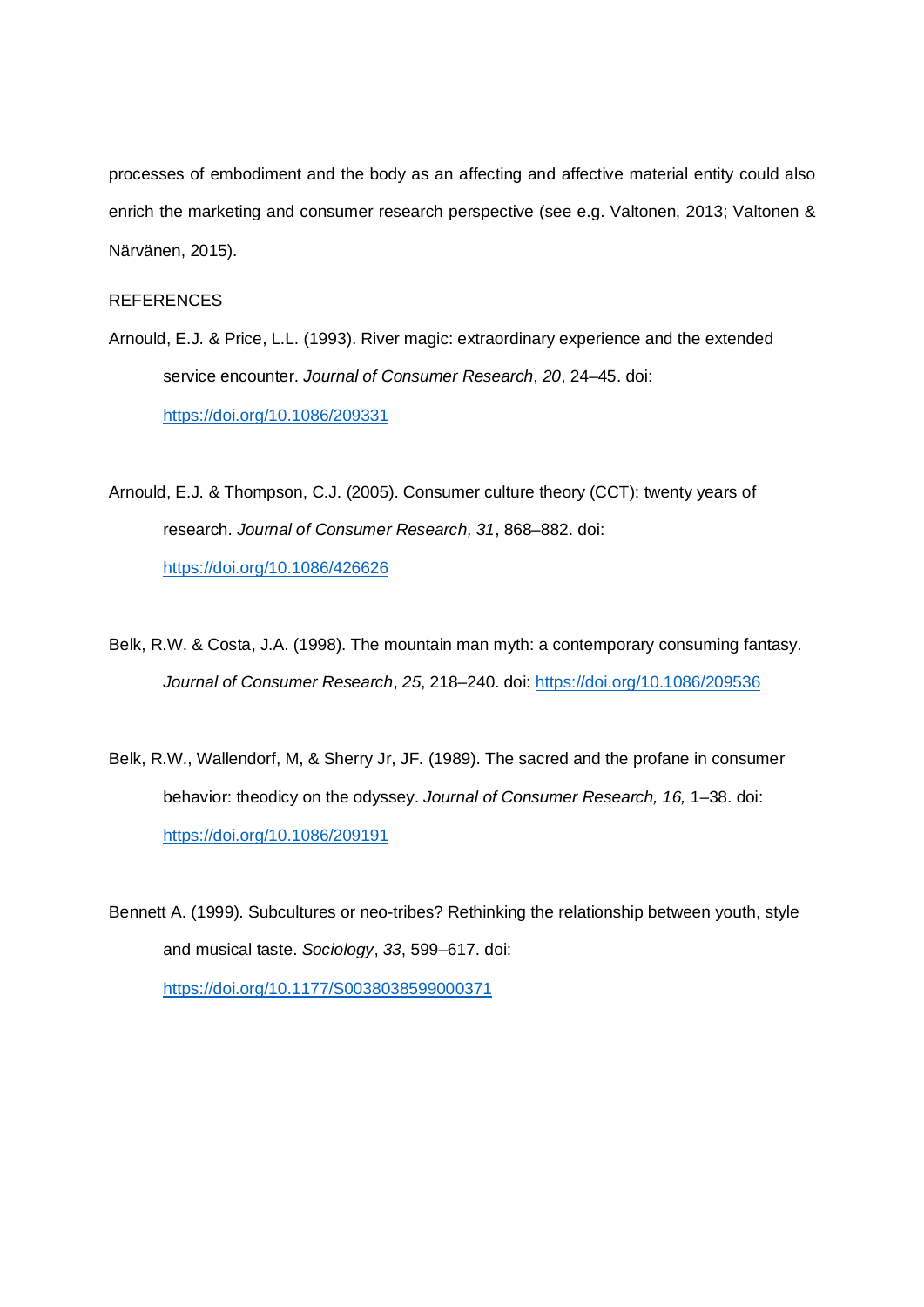processes of embodiment and the body as an affecting and affective material entity could also enrich the marketing and consumer research perspective (see e.g. Valtonen, 2013; Valtonen & Närvänen, 2015).

REFERENCES

Arnould, E.J. & Price, L.L. (1993). River magic: extraordinary experience and the extended service encounter. *Journal of Consumer Research*, *20*, 24–45. doi: https://doi.org/10.1086/209331

Arnould, E.J. & Thompson, C.J. (2005). Consumer culture theory (CCT): twenty years of research. *Journal of Consumer Research, 31*, 868–882. doi: https://doi.org/10.1086/426626

Belk, R.W. & Costa, J.A. (1998). The mountain man myth: a contemporary consuming fantasy. *Journal of Consumer Research*, *25*, 218–240. doi: https://doi.org/10.1086/209536

Belk, R.W., Wallendorf, M, & Sherry Jr, JF. (1989). The sacred and the profane in consumer behavior: theodicy on the odyssey. *Journal of Consumer Research, 16,* 1–38. doi: https://doi.org/10.1086/209191

Bennett A. (1999). Subcultures or neo-tribes? Rethinking the relationship between youth, style and musical taste. *Sociology*, *33*, 599–617. doi: https://doi.org/10.1177/S0038038599000371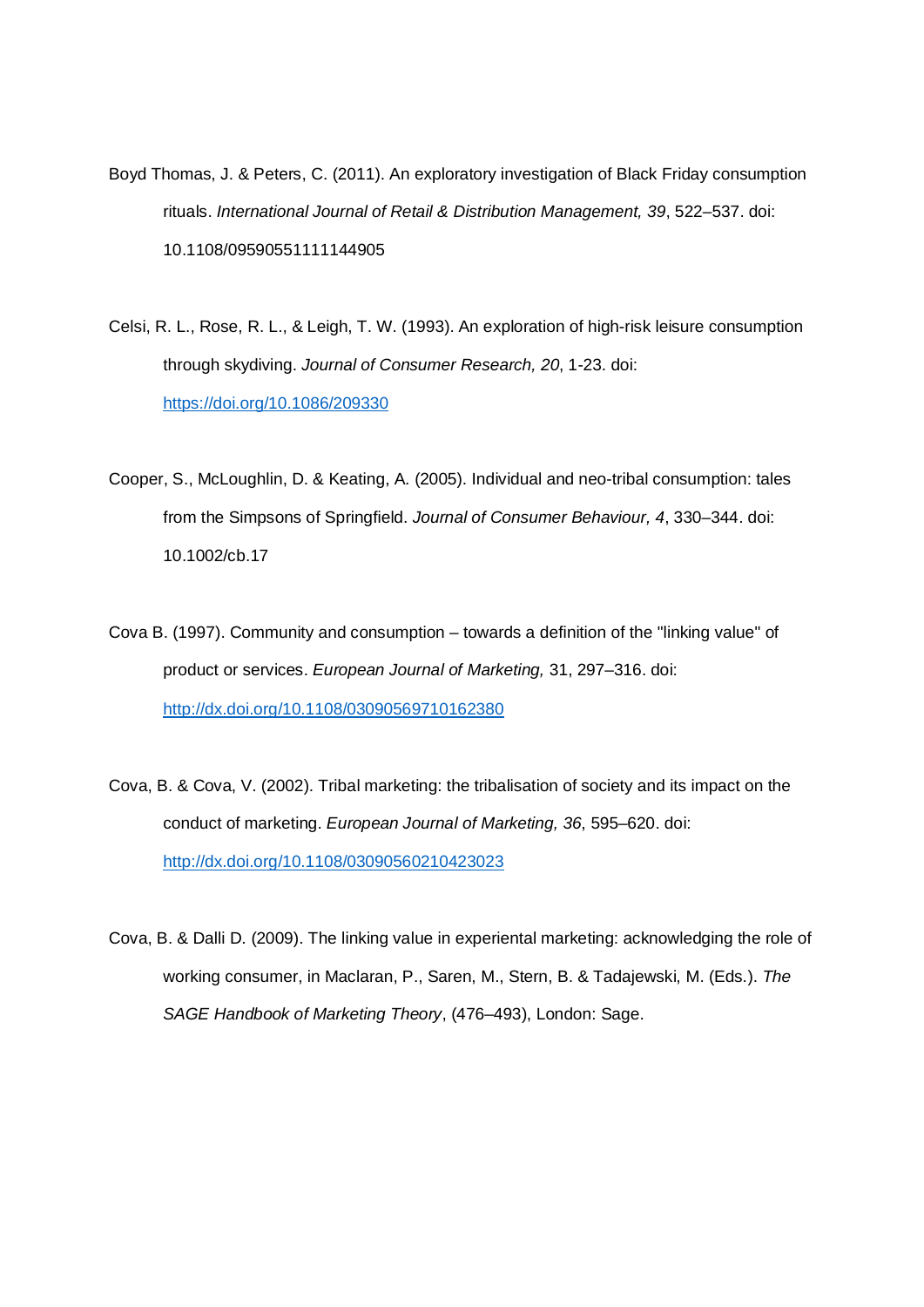Boyd Thomas, J. & Peters, C. (2011). An exploratory investigation of Black Friday consumption rituals. *International Journal of Retail & Distribution Management, 39*, 522–537. doi: 10.1108/09590551111144905

Celsi, R. L., Rose, R. L., & Leigh, T. W. (1993). An exploration of high-risk leisure consumption through skydiving. *Journal of Consumer Research, 20*, 1-23. doi: https://doi.org/10.1086/209330

Cooper, S., McLoughlin, D. & Keating, A. (2005). Individual and neo-tribal consumption: tales from the Simpsons of Springfield. *Journal of Consumer Behaviour, 4*, 330–344. doi: 10.1002/cb.17

Cova B. (1997). Community and consumption – towards a definition of the "linking value" of product or services. *European Journal of Marketing,* 31, 297–316. doi: http://dx.doi.org/10.1108/03090569710162380

Cova, B. & Cova, V. (2002). Tribal marketing: the tribalisation of society and its impact on the conduct of marketing. *European Journal of Marketing, 36*, 595–620. doi: http://dx.doi.org/10.1108/03090560210423023

Cova, B. & Dalli D. (2009). The linking value in experiential marketing: acknowledging the role of working consumer, in Maclaran, P., Saren, M., Stern, B. & Tadajewski, M. (Eds.). *The SAGE Handbook of Marketing Theory*, (476–493), London: Sage.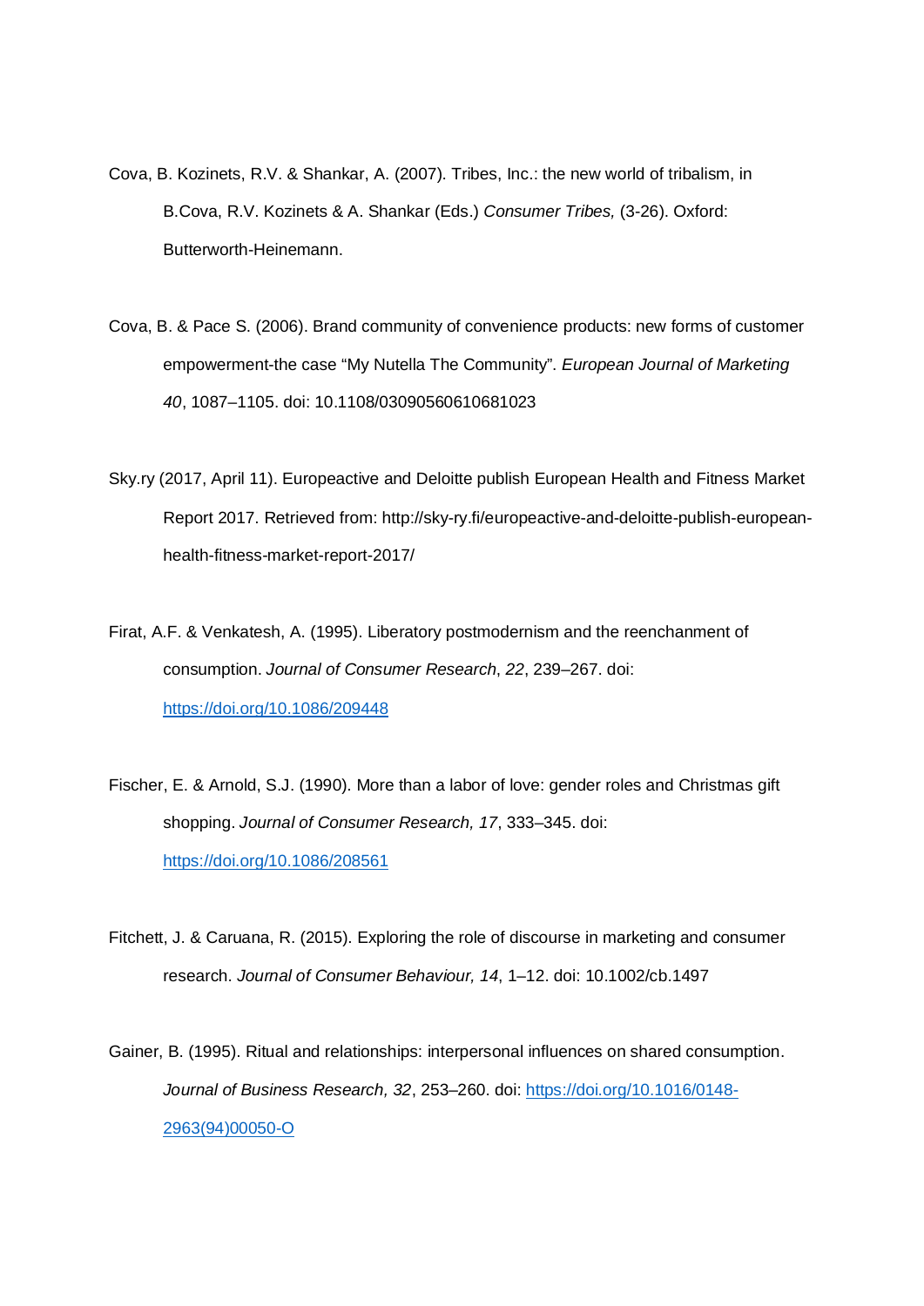Cova, B. Kozinets, R.V. & Shankar, A. (2007). Tribes, Inc.: the new world of tribalism, in B.Cova, R.V. Kozinets & A. Shankar (Eds.) *Consumer Tribes,* (3-26). Oxford: Butterworth-Heinemann.

Cova, B. & Pace S. (2006). Brand community of convenience products: new forms of customer empowerment-the case “My Nutella The Community”. *European Journal of Marketing 40*, 1087–1105. doi: 10.1108/03090560610681023

Sky.ry (2017, April 11). Europeactive and Deloitte publish European Health and Fitness Market Report 2017. Retrieved from: http://sky-ry.fi/europeactive-and-deloitte-publish-european-health-fitness-market-report-2017/

Firat, A.F. & Venkatesh, A. (1995). Liberatory postmodernism and the reenchanment of consumption. *Journal of Consumer Research*, *22*, 239–267. doi: https://doi.org/10.1086/209448

Fischer, E. & Arnold, S.J. (1990). More than a labor of love: gender roles and Christmas gift shopping. *Journal of Consumer Research, 17*, 333–345. doi: https://doi.org/10.1086/208561

Fitchett, J. & Caruana, R. (2015). Exploring the role of discourse in marketing and consumer research. *Journal of Consumer Behaviour, 14*, 1–12. doi: 10.1002/cb.1497

Gainer, B. (1995). Ritual and relationships: interpersonal influences on shared consumption. *Journal of Business Research, 32*, 253–260. doi: https://doi.org/10.1016/0148-2963(94)00050-O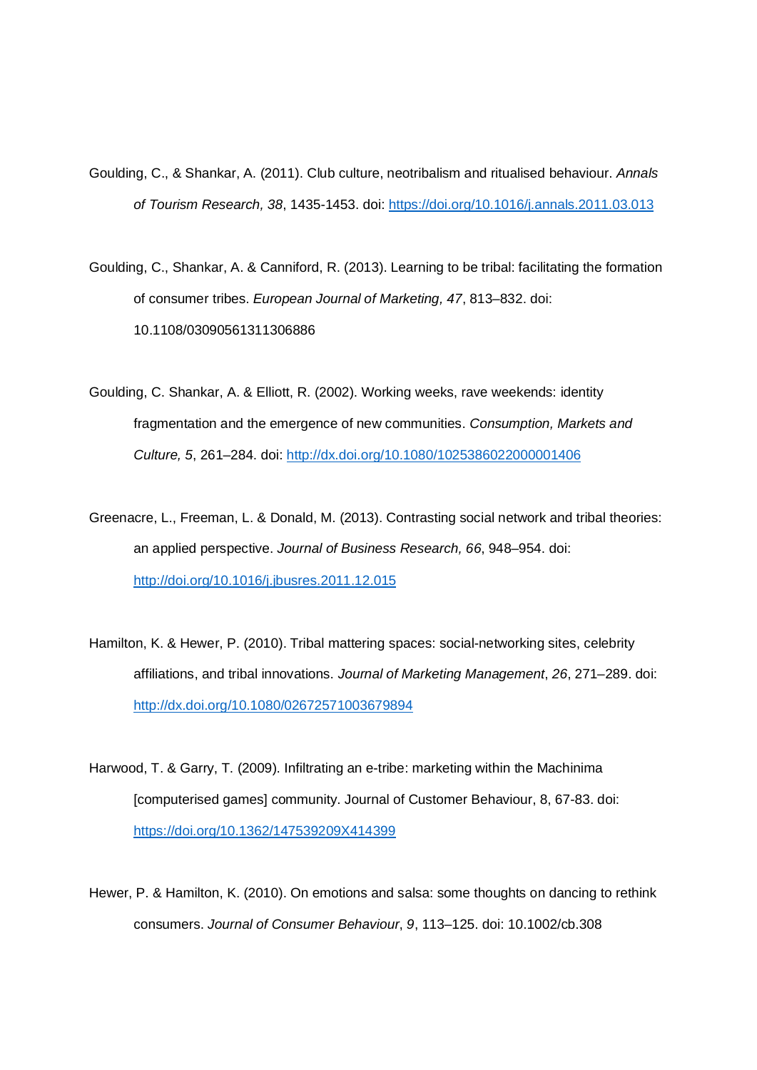Goulding, C., & Shankar, A. (2011). Club culture, neotribalism and ritualised behaviour. *Annals of Tourism Research, 38*, 1435-1453. doi: https://doi.org/10.1016/j.annals.2011.03.013

Goulding, C., Shankar, A. & Canniford, R. (2013). Learning to be tribal: facilitating the formation of consumer tribes. *European Journal of Marketing, 47*, 813–832. doi: 10.1108/03090561311306886

Goulding, C. Shankar, A. & Elliott, R. (2002). Working weeks, rave weekends: identity fragmentation and the emergence of new communities. *Consumption, Markets and Culture, 5*, 261–284. doi: http://dx.doi.org/10.1080/1025386022000001406

Greenacre, L., Freeman, L. & Donald, M. (2013). Contrasting social network and tribal theories: an applied perspective. *Journal of Business Research, 66*, 948–954. doi: http://doi.org/10.1016/j.jbusres.2011.12.015

Hamilton, K. & Hewer, P. (2010). Tribal mattering spaces: social-networking sites, celebrity affiliations, and tribal innovations. *Journal of Marketing Management*, *26*, 271–289. doi: http://dx.doi.org/10.1080/02672571003679894

Harwood, T. & Garry, T. (2009). Infiltrating an e-tribe: marketing within the Machinima [computerised games] community. Journal of Customer Behaviour, 8, 67-83. doi: https://doi.org/10.1362/147539209X414399

Hewer, P. & Hamilton, K. (2010). On emotions and salsa: some thoughts on dancing to rethink consumers. *Journal of Consumer Behaviour*, *9*, 113–125. doi: 10.1002/cb.308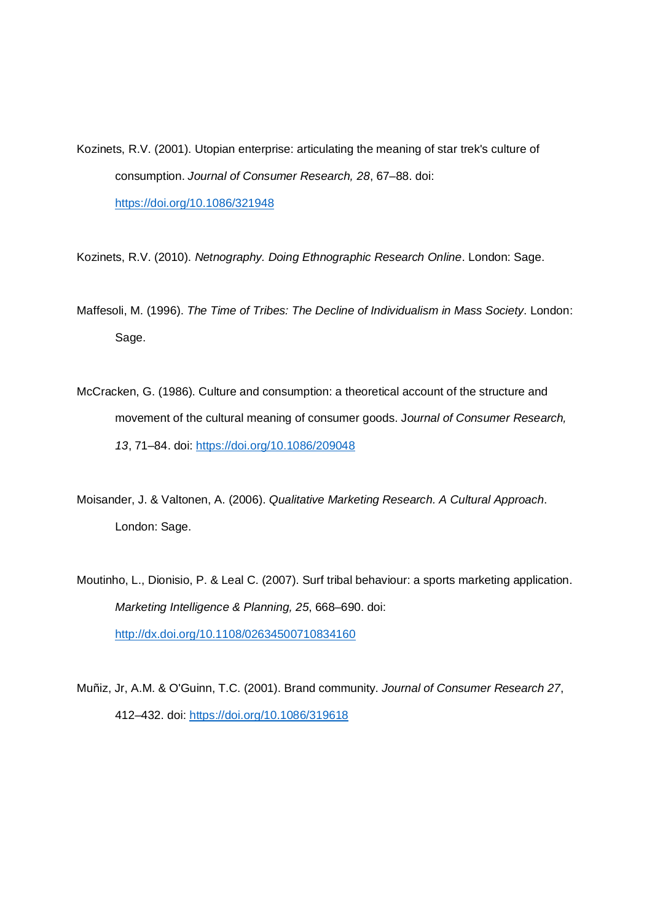Kozinets, R.V. (2001). Utopian enterprise: articulating the meaning of star trek's culture of consumption. *Journal of Consumer Research, 28*, 67–88. doi: https://doi.org/10.1086/321948

Kozinets, R.V. (2010). *Netnography. Doing Ethnographic Research Online*. London: Sage.

Maffesoli, M. (1996). *The Time of Tribes: The Decline of Individualism in Mass Society*. London: Sage.

McCracken, G. (1986). Culture and consumption: a theoretical account of the structure and movement of the cultural meaning of consumer goods. J*ournal of Consumer Research, 13*, 71–84. doi: https://doi.org/10.1086/209048

Moisander, J. & Valtonen, A. (2006). *Qualitative Marketing Research. A Cultural Approach*. London: Sage.

Moutinho, L., Dionisio, P. & Leal C. (2007). Surf tribal behaviour: a sports marketing application. *Marketing Intelligence & Planning, 25*, 668–690. doi: http://dx.doi.org/10.1108/02634500710834160

Muñiz, Jr, A.M. & O'Guinn, T.C. (2001). Brand community. *Journal of Consumer Research 27*, 412–432. doi: https://doi.org/10.1086/319618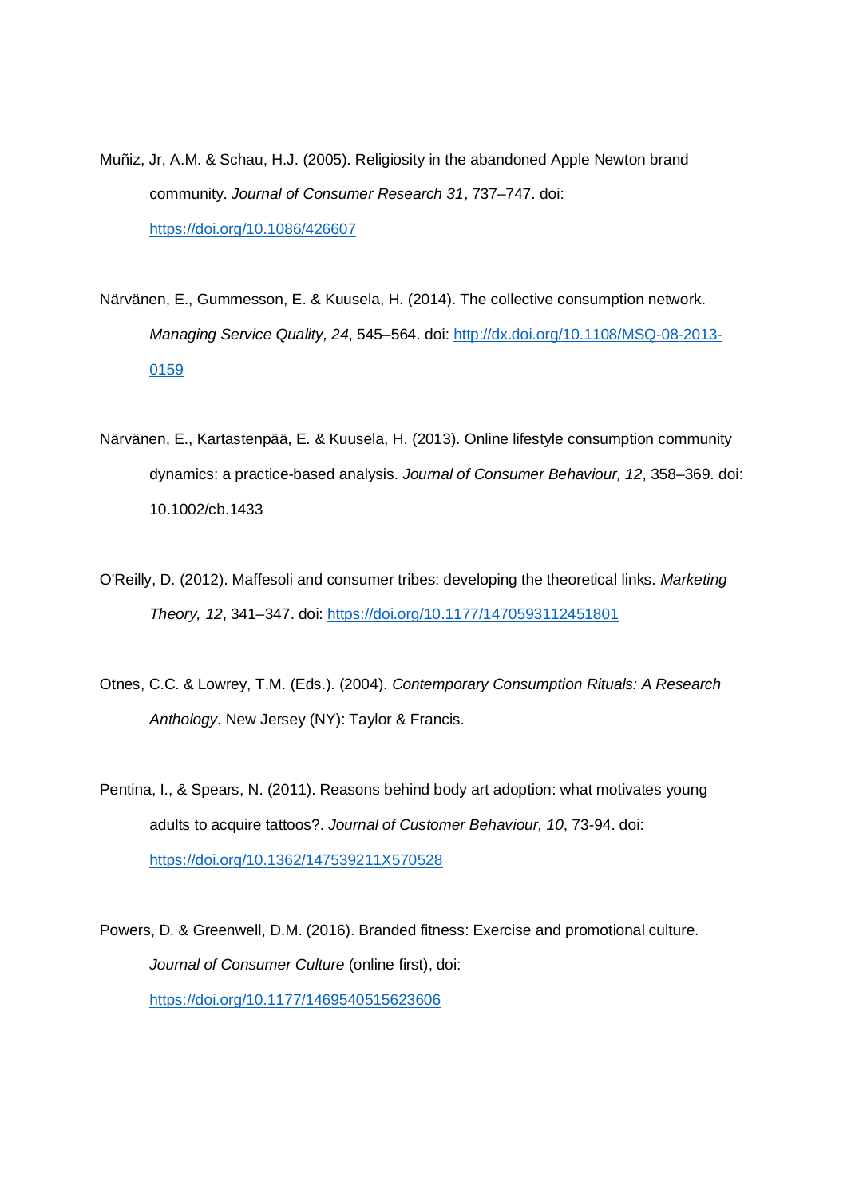Muñiz, Jr, A.M. & Schau, H.J. (2005). Religiosity in the abandoned Apple Newton brand community. *Journal of Consumer Research 31*, 737–747. doi: https://doi.org/10.1086/426607

Närvänen, E., Gummesson, E. & Kuusela, H. (2014). The collective consumption network. *Managing Service Quality, 24*, 545–564. doi: http://dx.doi.org/10.1108/MSQ-08-2013-0159

Närvänen, E., Kartastenpää, E. & Kuusela, H. (2013). Online lifestyle consumption community dynamics: a practice-based analysis. *Journal of Consumer Behaviour, 12*, 358–369. doi: 10.1002/cb.1433

O'Reilly, D. (2012). Maffesoli and consumer tribes: developing the theoretical links. *Marketing Theory, 12*, 341–347. doi: https://doi.org/10.1177/1470593112451801

Otnes, C.C. & Lowrey, T.M. (Eds.). (2004). *Contemporary Consumption Rituals: A Research Anthology*. New Jersey (NY): Taylor & Francis.

Pentina, I., & Spears, N. (2011). Reasons behind body art adoption: what motivates young adults to acquire tattoos?. *Journal of Customer Behaviour, 10*, 73-94. doi: https://doi.org/10.1362/147539211X570528

Powers, D. & Greenwell, D.M. (2016). Branded fitness: Exercise and promotional culture. *Journal of Consumer Culture* (online first), doi: https://doi.org/10.1177/1469540515623606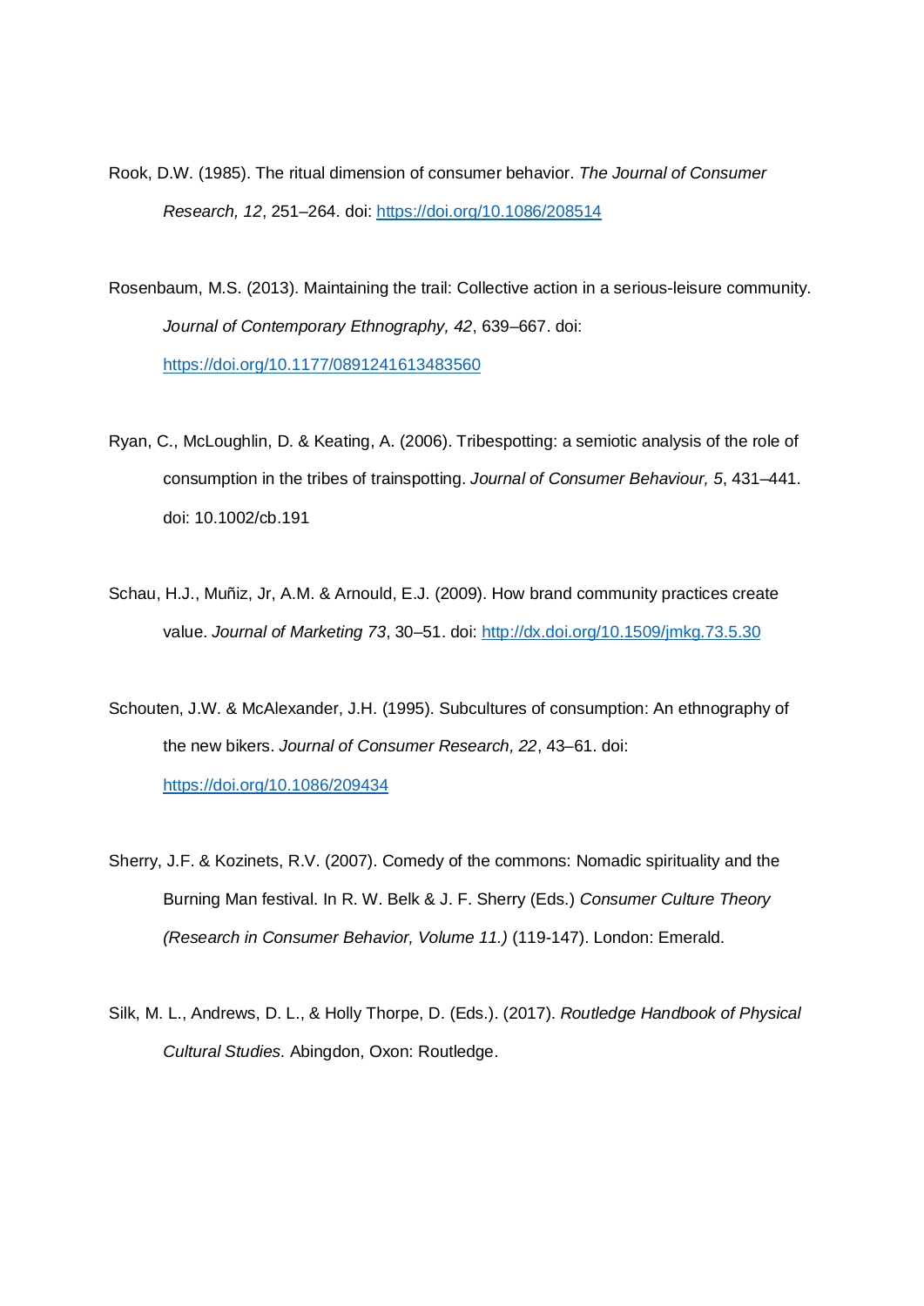Rook, D.W. (1985). The ritual dimension of consumer behavior. *The Journal of Consumer Research, 12*, 251–264. doi: https://doi.org/10.1086/208514

Rosenbaum, M.S. (2013). Maintaining the trail: Collective action in a serious-leisure community. *Journal of Contemporary Ethnography, 42*, 639–667. doi: https://doi.org/10.1177/0891241613483560

Ryan, C., McLoughlin, D. & Keating, A. (2006). Tribespotting: a semiotic analysis of the role of consumption in the tribes of trainspotting. *Journal of Consumer Behaviour, 5*, 431–441. doi: 10.1002/cb.191

Schau, H.J., Muñiz, Jr, A.M. & Arnould, E.J. (2009). How brand community practices create value. *Journal of Marketing 73*, 30–51. doi: http://dx.doi.org/10.1509/jmkg.73.5.30

Schouten, J.W. & McAlexander, J.H. (1995). Subcultures of consumption: An ethnography of the new bikers. *Journal of Consumer Research, 22*, 43–61. doi: https://doi.org/10.1086/209434

Sherry, J.F. & Kozinets, R.V. (2007). Comedy of the commons: Nomadic spirituality and the Burning Man festival. In R. W. Belk & J. F. Sherry (Eds.) *Consumer Culture Theory (Research in Consumer Behavior, Volume 11.)* (119-147). London: Emerald.

Silk, M. L., Andrews, D. L., & Holly Thorpe, D. (Eds.). (2017). *Routledge Handbook of Physical Cultural Studies*. Abingdon, Oxon: Routledge.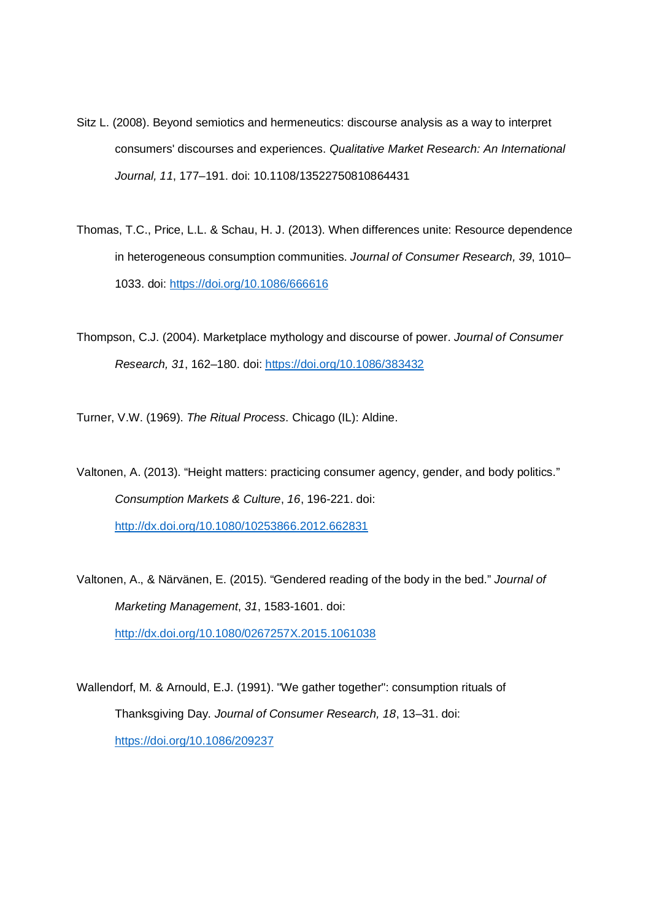Sitz L. (2008). Beyond semiotics and hermeneutics: discourse analysis as a way to interpret consumers' discourses and experiences. *Qualitative Market Research: An International Journal, 11*, 177–191. doi: 10.1108/13522750810864431

Thomas, T.C., Price, L.L. & Schau, H. J. (2013). When differences unite: Resource dependence in heterogeneous consumption communities. *Journal of Consumer Research, 39*, 1010–1033. doi: https://doi.org/10.1086/666616

Thompson, C.J. (2004). Marketplace mythology and discourse of power. *Journal of Consumer Research, 31*, 162–180. doi: https://doi.org/10.1086/383432

Turner, V.W. (1969). *The Ritual Process*. Chicago (IL): Aldine.

Valtonen, A. (2013). “Height matters: practicing consumer agency, gender, and body politics.” *Consumption Markets & Culture*, *16*, 196-221. doi: http://dx.doi.org/10.1080/10253866.2012.662831

Valtonen, A., & Närvänen, E. (2015). “Gendered reading of the body in the bed.” *Journal of Marketing Management*, *31*, 1583-1601. doi: http://dx.doi.org/10.1080/0267257X.2015.1061038

Wallendorf, M. & Arnould, E.J. (1991). "We gather together": consumption rituals of Thanksgiving Day. *Journal of Consumer Research, 18*, 13–31. doi: https://doi.org/10.1086/209237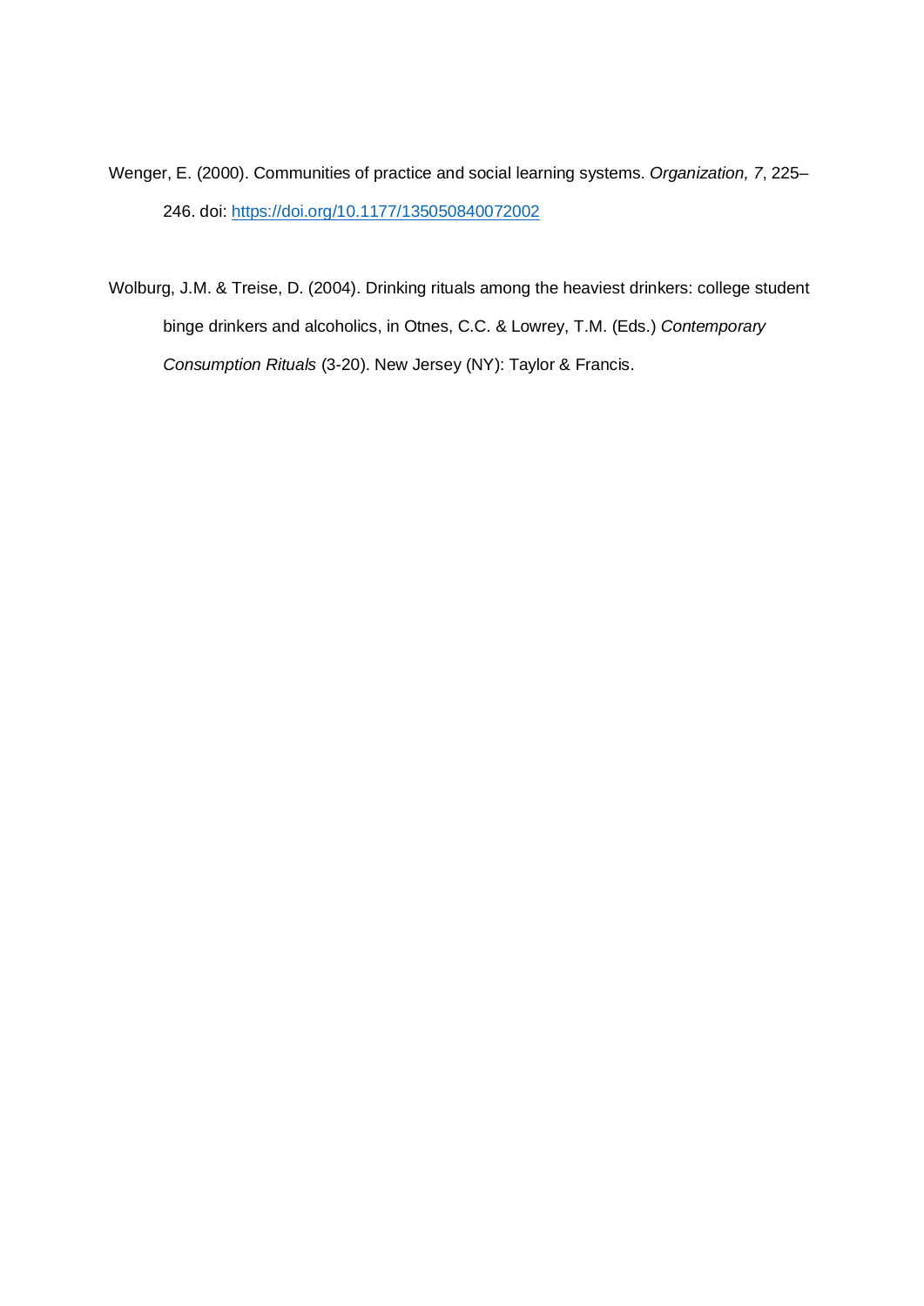Wenger, E. (2000). Communities of practice and social learning systems. *Organization, 7*, 225–246. doi: https://doi.org/10.1177/135050840072002

Wolburg, J.M. & Treise, D. (2004). Drinking rituals among the heaviest drinkers: college student binge drinkers and alcoholics, in Otnes, C.C. & Lowrey, T.M. (Eds.) *Contemporary Consumption Rituals* (3-20). New Jersey (NY): Taylor & Francis.